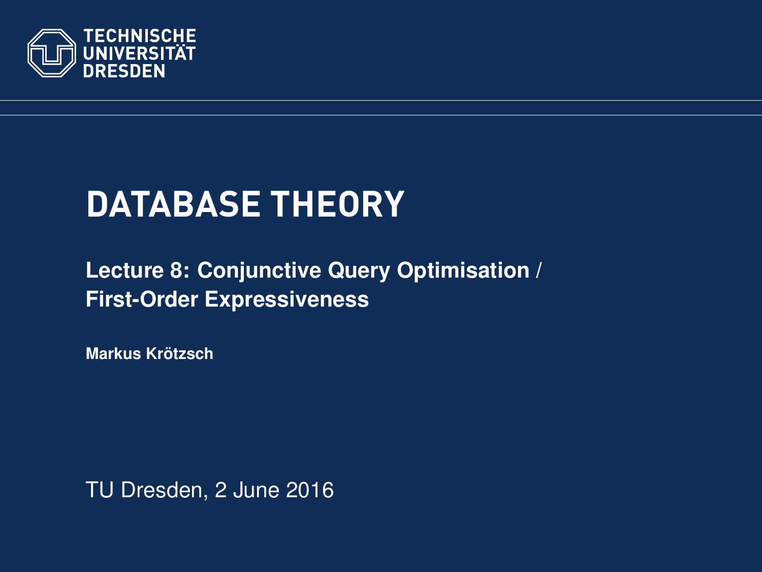TECHNISCHE UNIVERSITÄT DRESDEN

# DATABASE THEORY

## Lecture 8: Conjunctive Query Optimisation / First-Order Expressiveness

**Markus Krötzsch**

TU Dresden, 2 June 2016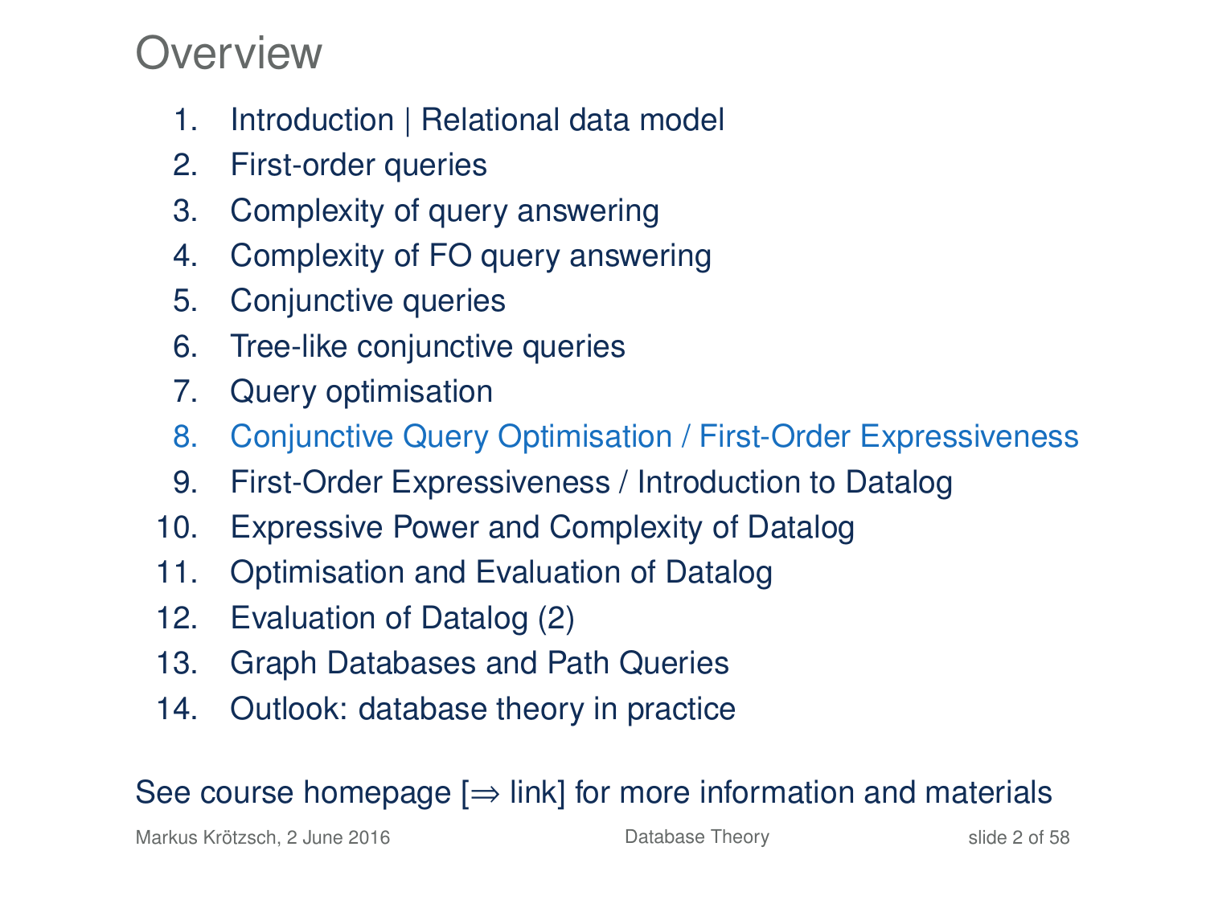# Overview

1. Introduction | Relational data model
2. First-order queries
3. Complexity of query answering
4. Complexity of FO query answering
5. Conjunctive queries
6. Tree-like conjunctive queries
7. Query optimisation
8. Conjunctive Query Optimisation / First-Order Expressiveness
9. First-Order Expressiveness / Introduction to Datalog
10. Expressive Power and Complexity of Datalog
11. Optimisation and Evaluation of Datalog
12. Evaluation of Datalog (2)
13. Graph Databases and Path Queries
14. Outlook: database theory in practice

See course homepage [⇒ link] for more information and materials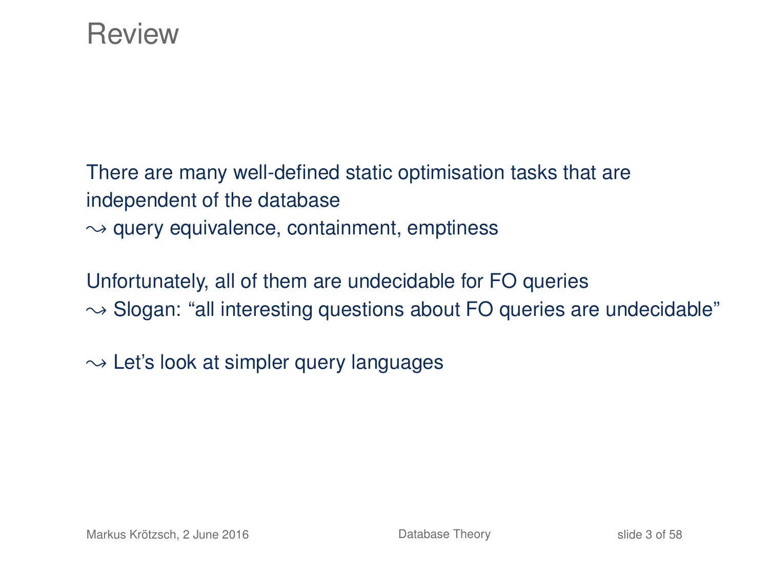# Review

There are many well-defined static optimisation tasks that are independent of the database
$\leadsto$ query equivalence, containment, emptiness

Unfortunately, all of them are undecidable for FO queries
$\leadsto$ Slogan: "all interesting questions about FO queries are undecidable"

$\leadsto$ Let's look at simpler query languages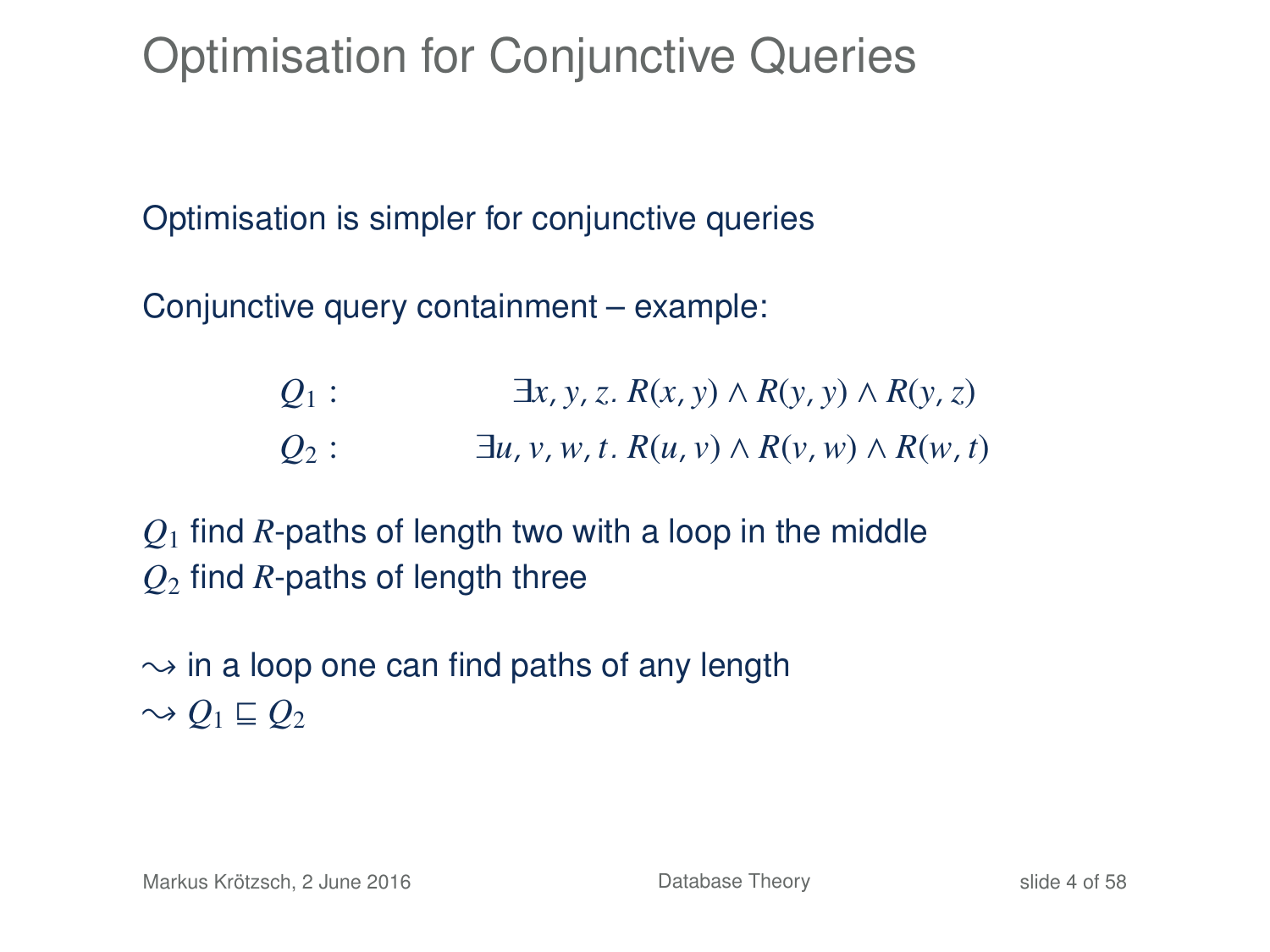# Optimisation for Conjunctive Queries

Optimisation is simpler for conjunctive queries

Conjunctive query containment – example:

$$Q_1 : \quad \exists x, y, z.\, R(x, y) \wedge R(y, y) \wedge R(y, z)$$

$$Q_2 : \quad \exists u, v, w, t.\, R(u, v) \wedge R(v, w) \wedge R(w, t)$$

$Q_1$ find $R$-paths of length two with a loop in the middle
$Q_2$ find $R$-paths of length three

$\leadsto$ in a loop one can find paths of any length
$\leadsto$ $Q_1 \sqsubseteq Q_2$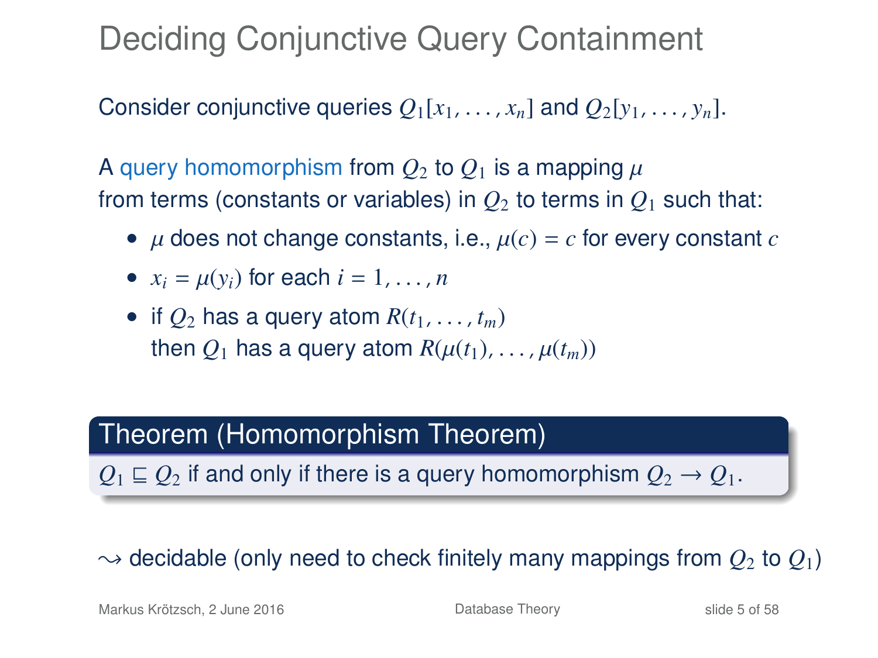# Deciding Conjunctive Query Containment

Consider conjunctive queries $Q_1[x_1, \ldots, x_n]$ and $Q_2[y_1, \ldots, y_n]$.

A query homomorphism from $Q_2$ to $Q_1$ is a mapping $\mu$ from terms (constants or variables) in $Q_2$ to terms in $Q_1$ such that:

- $\mu$ does not change constants, i.e., $\mu(c) = c$ for every constant $c$
- $x_i = \mu(y_i)$ for each $i = 1, \ldots, n$
- if $Q_2$ has a query atom $R(t_1, \ldots, t_m)$ then $Q_1$ has a query atom $R(\mu(t_1), \ldots, \mu(t_m))$

**Theorem (Homomorphism Theorem)**

$Q_1 \sqsubseteq Q_2$ if and only if there is a query homomorphism $Q_2 \to Q_1$.

$\leadsto$ decidable (only need to check finitely many mappings from $Q_2$ to $Q_1$)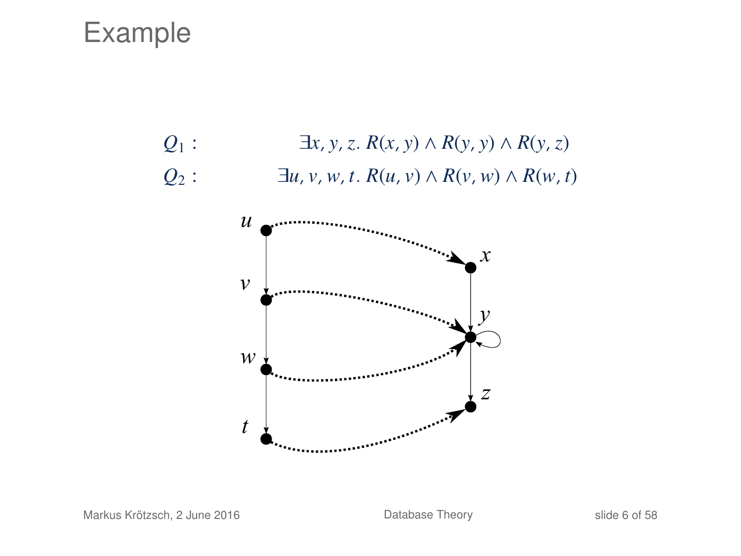# Example

$Q_1$ : $\exists x, y, z.\ R(x, y) \land R(y, y) \land R(y, z)$

$Q_2$ : $\exists u, v, w, t.\ R(u, v) \land R(v, w) \land R(w, t)$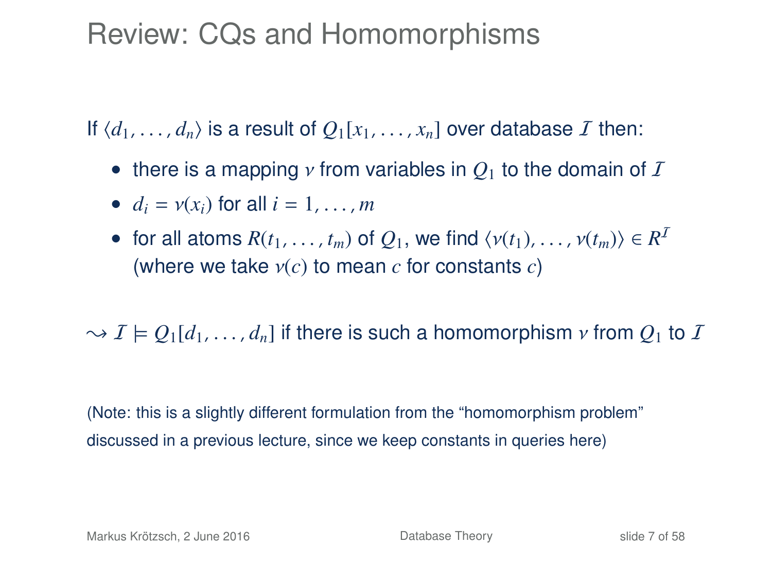# Review: CQs and Homomorphisms

If $\langle d_1, \ldots, d_n \rangle$ is a result of $Q_1[x_1, \ldots, x_n]$ over database $\mathcal{I}$ then:

- there is a mapping $\nu$ from variables in $Q_1$ to the domain of $\mathcal{I}$
- $d_i = \nu(x_i)$ for all $i = 1, \ldots, m$
- for all atoms $R(t_1, \ldots, t_m)$ of $Q_1$, we find $\langle \nu(t_1), \ldots, \nu(t_m) \rangle \in R^{\mathcal{I}}$ (where we take $\nu(c)$ to mean $c$ for constants $c$)

$\leadsto \mathcal{I} \models Q_1[d_1, \ldots, d_n]$ if there is such a homomorphism $\nu$ from $Q_1$ to $\mathcal{I}$

(Note: this is a slightly different formulation from the "homomorphism problem" discussed in a previous lecture, since we keep constants in queries here)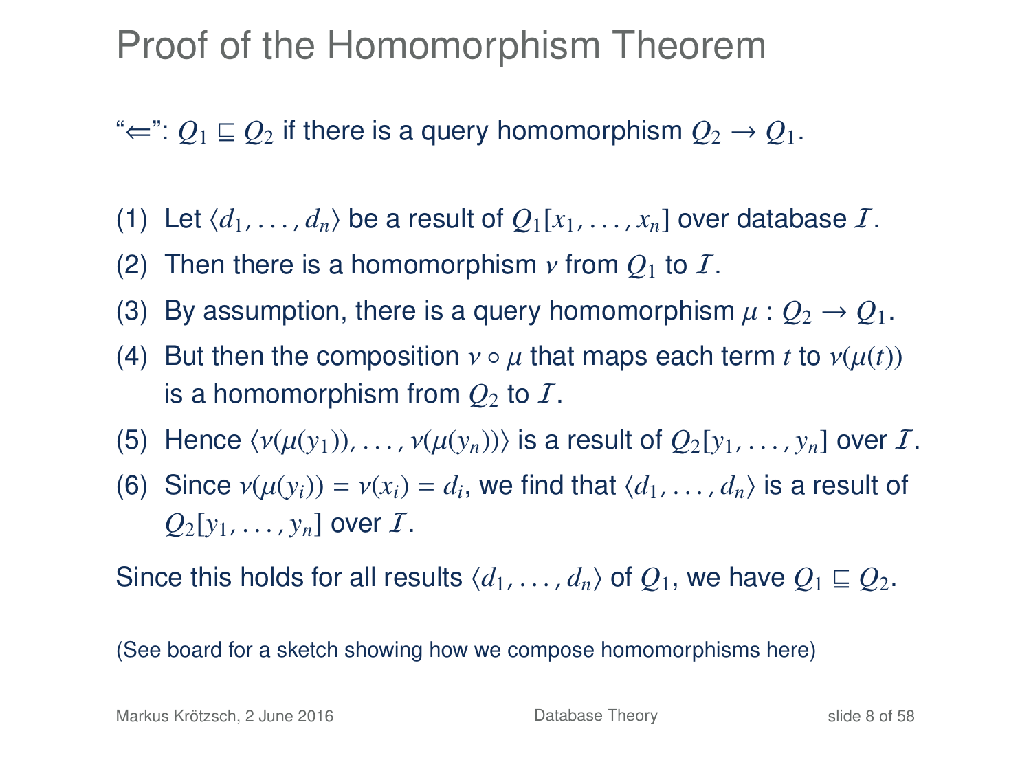# Proof of the Homomorphism Theorem

"$\Leftarrow$": $Q_1 \sqsubseteq Q_2$ if there is a query homomorphism $Q_2 \to Q_1$.

(1) Let $\langle d_1, \ldots, d_n \rangle$ be a result of $Q_1[x_1, \ldots, x_n]$ over database $\mathcal{I}$.

(2) Then there is a homomorphism $\nu$ from $Q_1$ to $\mathcal{I}$.

(3) By assumption, there is a query homomorphism $\mu : Q_2 \to Q_1$.

(4) But then the composition $\nu \circ \mu$ that maps each term $t$ to $\nu(\mu(t))$ is a homomorphism from $Q_2$ to $\mathcal{I}$.

(5) Hence $\langle \nu(\mu(y_1)), \ldots, \nu(\mu(y_n)) \rangle$ is a result of $Q_2[y_1, \ldots, y_n]$ over $\mathcal{I}$.

(6) Since $\nu(\mu(y_i)) = \nu(x_i) = d_i$, we find that $\langle d_1, \ldots, d_n \rangle$ is a result of $Q_2[y_1, \ldots, y_n]$ over $\mathcal{I}$.

Since this holds for all results $\langle d_1, \ldots, d_n \rangle$ of $Q_1$, we have $Q_1 \sqsubseteq Q_2$.

(See board for a sketch showing how we compose homomorphisms here)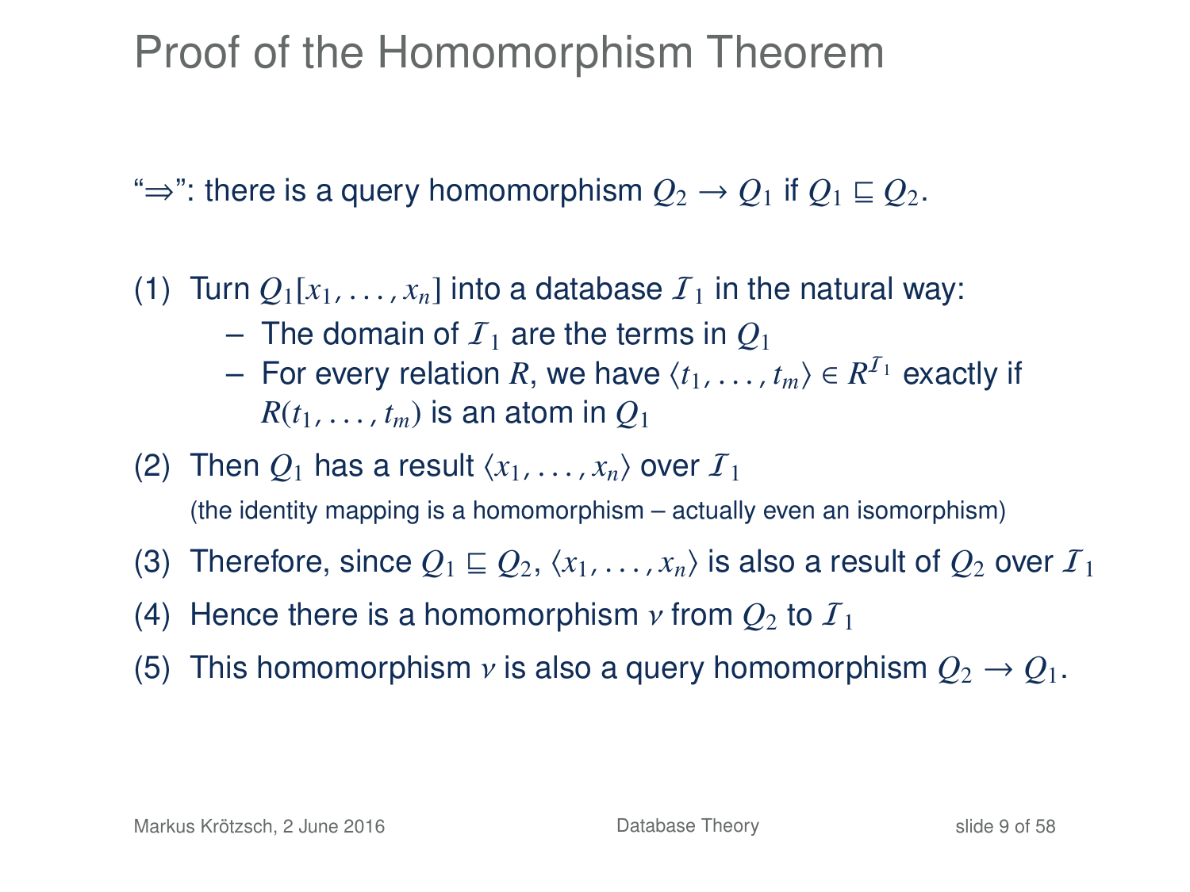# Proof of the Homomorphism Theorem

"⇒": there is a query homomorphism $Q_2 \to Q_1$ if $Q_1 \sqsubseteq Q_2$.

(1) Turn $Q_1[x_1, \ldots, x_n]$ into a database $\mathcal{I}_1$ in the natural way:
   - The domain of $\mathcal{I}_1$ are the terms in $Q_1$
   - For every relation $R$, we have $\langle t_1, \ldots, t_m \rangle \in R^{\mathcal{I}_1}$ exactly if $R(t_1, \ldots, t_m)$ is an atom in $Q_1$

(2) Then $Q_1$ has a result $\langle x_1, \ldots, x_n \rangle$ over $\mathcal{I}_1$
   (the identity mapping is a homomorphism – actually even an isomorphism)

(3) Therefore, since $Q_1 \sqsubseteq Q_2$, $\langle x_1, \ldots, x_n \rangle$ is also a result of $Q_2$ over $\mathcal{I}_1$

(4) Hence there is a homomorphism $\nu$ from $Q_2$ to $\mathcal{I}_1$

(5) This homomorphism $\nu$ is also a query homomorphism $Q_2 \to Q_1$.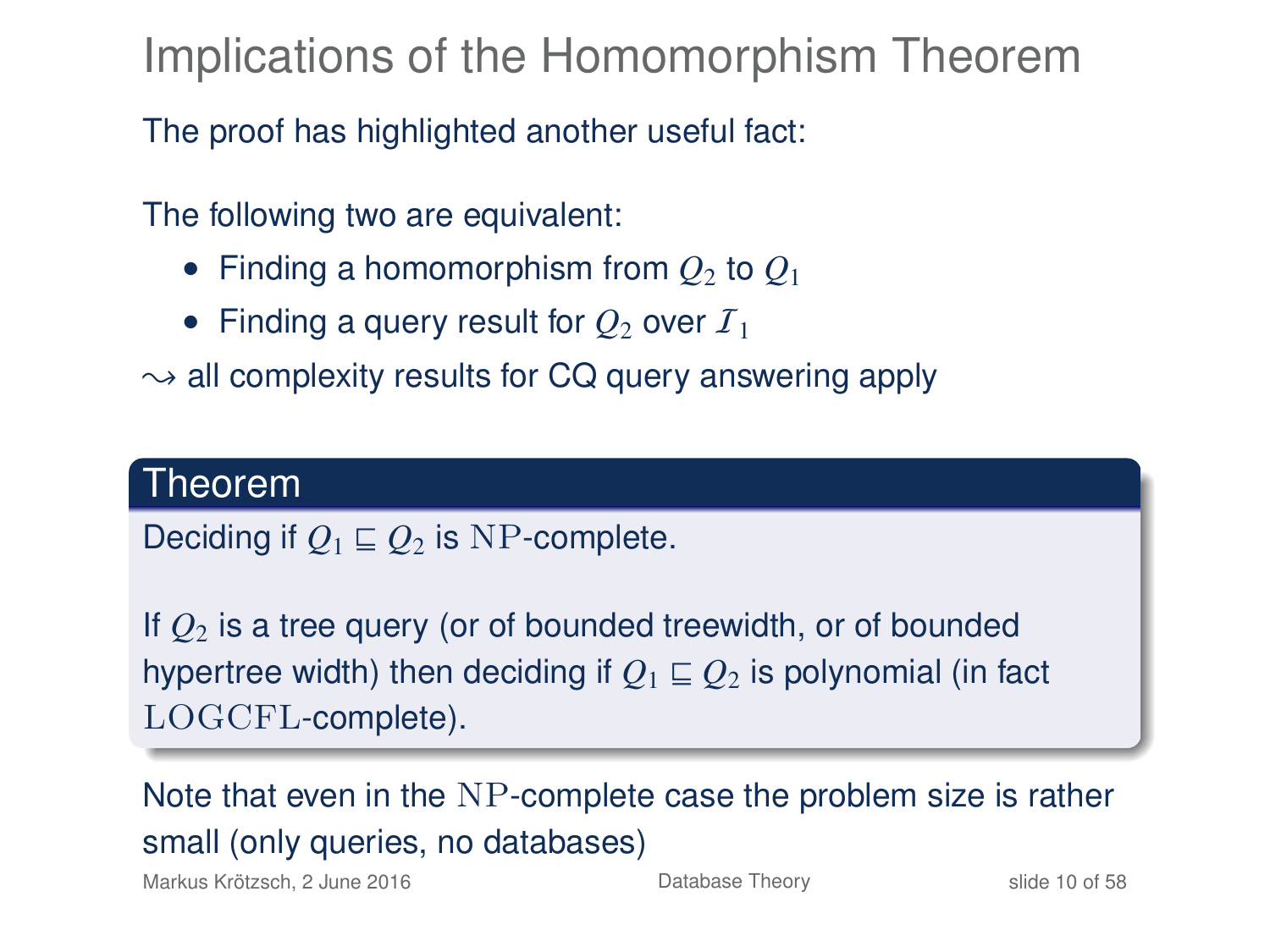# Implications of the Homomorphism Theorem

The proof has highlighted another useful fact:

The following two are equivalent:

- Finding a homomorphism from $Q_2$ to $Q_1$
- Finding a query result for $Q_2$ over $\mathcal{I}_1$

$\leadsto$ all complexity results for CQ query answering apply

**Theorem**

Deciding if $Q_1 \sqsubseteq Q_2$ is $\text{NP}$-complete.

If $Q_2$ is a tree query (or of bounded treewidth, or of bounded hypertree width) then deciding if $Q_1 \sqsubseteq Q_2$ is polynomial (in fact $\text{LOGCFL}$-complete).

Note that even in the $\text{NP}$-complete case the problem size is rather small (only queries, no databases)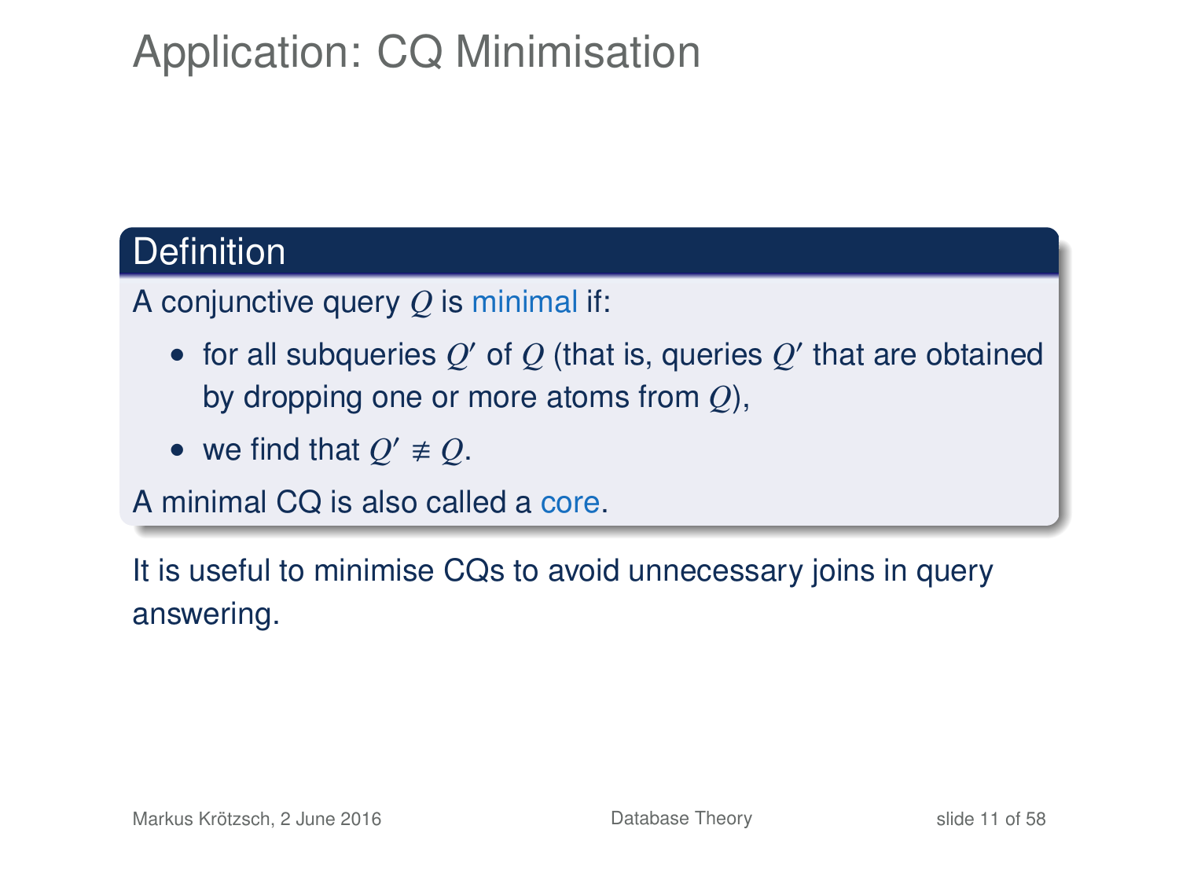# Application: CQ Minimisation

**Definition**

A conjunctive query $Q$ is minimal if:

- for all subqueries $Q'$ of $Q$ (that is, queries $Q'$ that are obtained by dropping one or more atoms from $Q$),
- we find that $Q' \not\equiv Q$.

A minimal CQ is also called a core.

It is useful to minimise CQs to avoid unnecessary joins in query answering.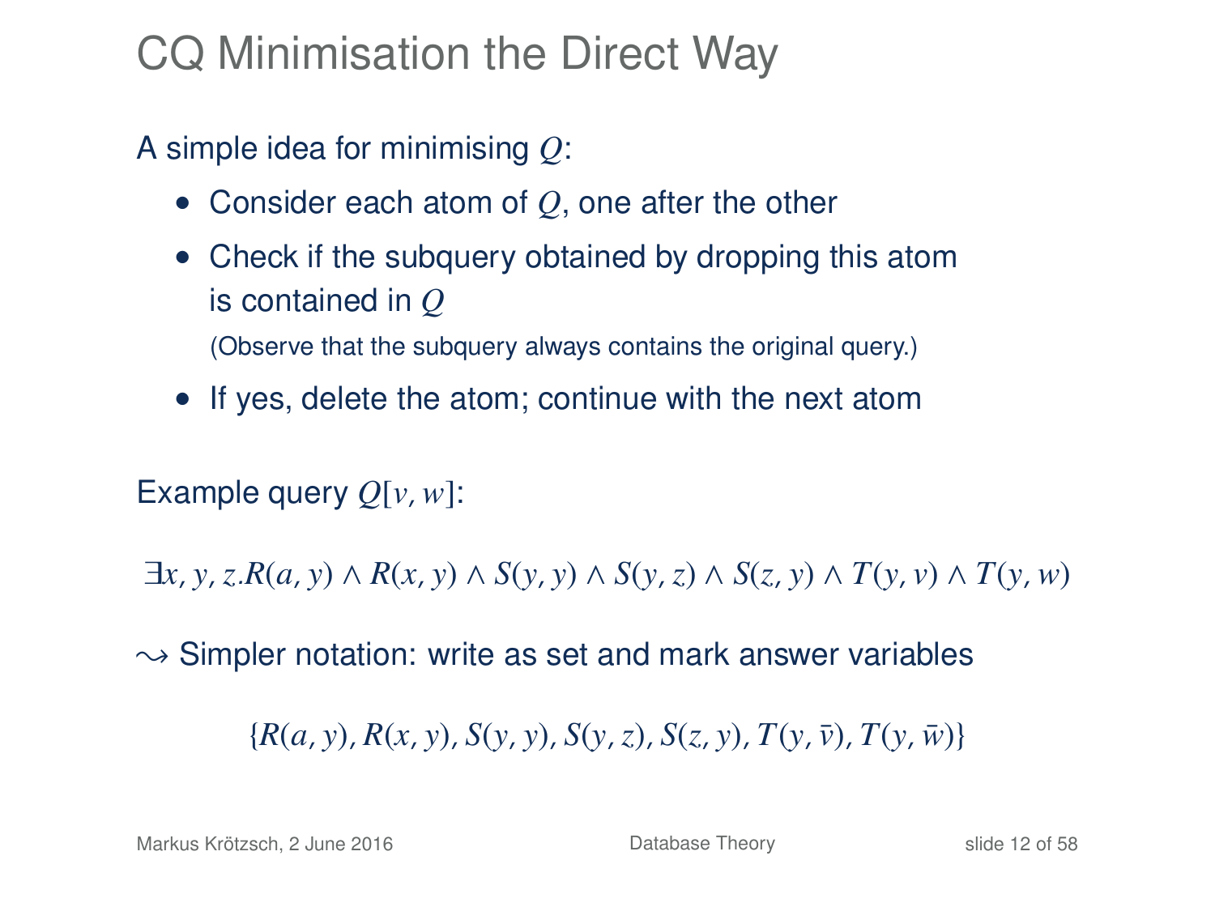# CQ Minimisation the Direct Way

A simple idea for minimising $Q$:

- Consider each atom of $Q$, one after the other
- Check if the subquery obtained by dropping this atom is contained in $Q$
  (Observe that the subquery always contains the original query.)
- If yes, delete the atom; continue with the next atom

Example query $Q[v, w]$:

$$\exists x, y, z.R(a, y) \wedge R(x, y) \wedge S(y, y) \wedge S(y, z) \wedge S(z, y) \wedge T(y, v) \wedge T(y, w)$$

$\leadsto$ Simpler notation: write as set and mark answer variables

$$\{R(a, y), R(x, y), S(y, y), S(y, z), S(z, y), T(y, \bar{v}), T(y, \bar{w})\}$$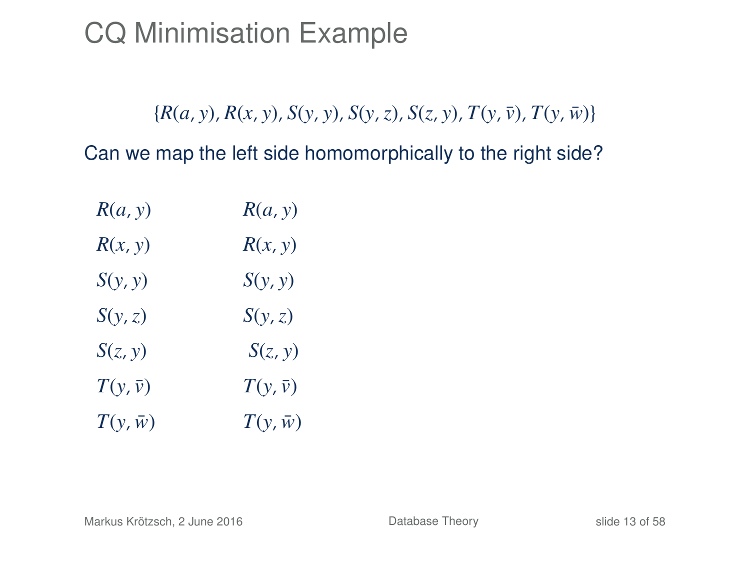# CQ Minimisation Example

$$\{R(a,y), R(x,y), S(y,y), S(y,z), S(z,y), T(y,\bar{v}), T(y,\bar{w})\}$$

Can we map the left side homomorphically to the right side?

| | |
|---|---|
| $R(a,y)$ | $R(a,y)$ |
| $R(x,y)$ | $R(x,y)$ |
| $S(y,y)$ | $S(y,y)$ |
| $S(y,z)$ | $S(y,z)$ |
| $S(z,y)$ | $S(z,y)$ |
| $T(y,\bar{v})$ | $T(y,\bar{v})$ |
| $T(y,\bar{w})$ | $T(y,\bar{w})$ |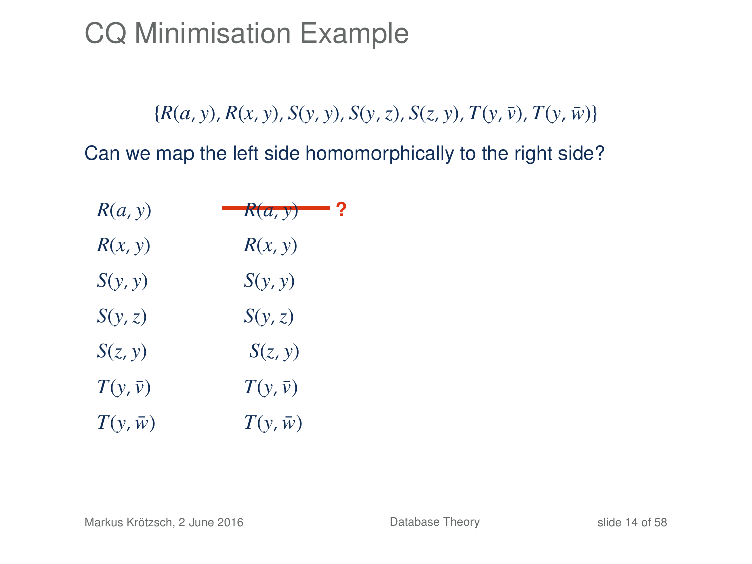# CQ Minimisation Example

$$\{R(a,y), R(x,y), S(y,y), S(y,z), S(z,y), T(y,\bar{v}), T(y,\bar{w})\}$$

Can we map the left side homomorphically to the right side?

| | |
|---|---|
| $R(a,y)$ | ~~$R(a,y)$~~ **?** |
| $R(x,y)$ | $R(x,y)$ |
| $S(y,y)$ | $S(y,y)$ |
| $S(y,z)$ | $S(y,z)$ |
| $S(z,y)$ | $S(z,y)$ |
| $T(y,\bar{v})$ | $T(y,\bar{v})$ |
| $T(y,\bar{w})$ | $T(y,\bar{w})$ |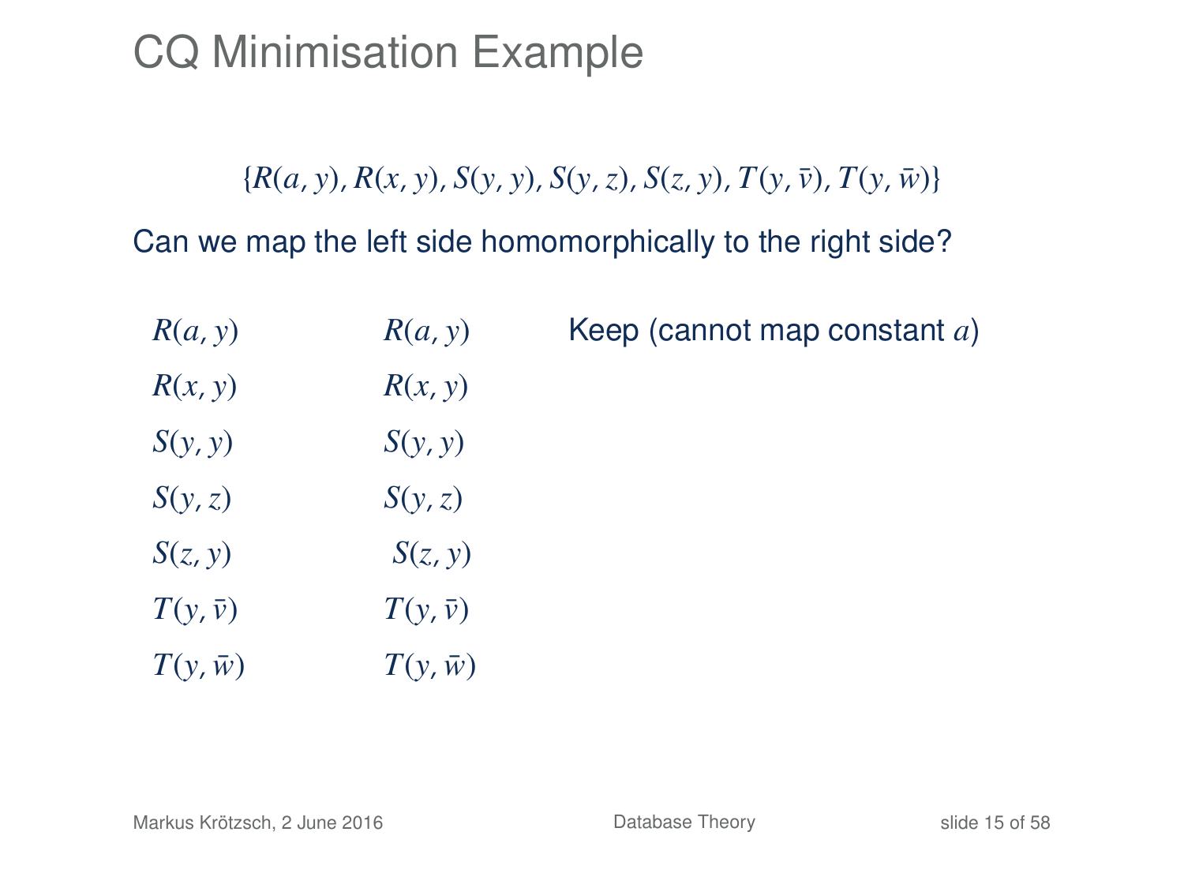# CQ Minimisation Example

$$\{R(a, y), R(x, y), S(y, y), S(y, z), S(z, y), T(y, \bar{v}), T(y, \bar{w})\}$$

Can we map the left side homomorphically to the right side?

| | | |
|---|---|---|
| $R(a, y)$ | $R(a, y)$ | Keep (cannot map constant $a$) |
| $R(x, y)$ | $R(x, y)$ | |
| $S(y, y)$ | $S(y, y)$ | |
| $S(y, z)$ | $S(y, z)$ | |
| $S(z, y)$ | $S(z, y)$ | |
| $T(y, \bar{v})$ | $T(y, \bar{v})$ | |
| $T(y, \bar{w})$ | $T(y, \bar{w})$ | |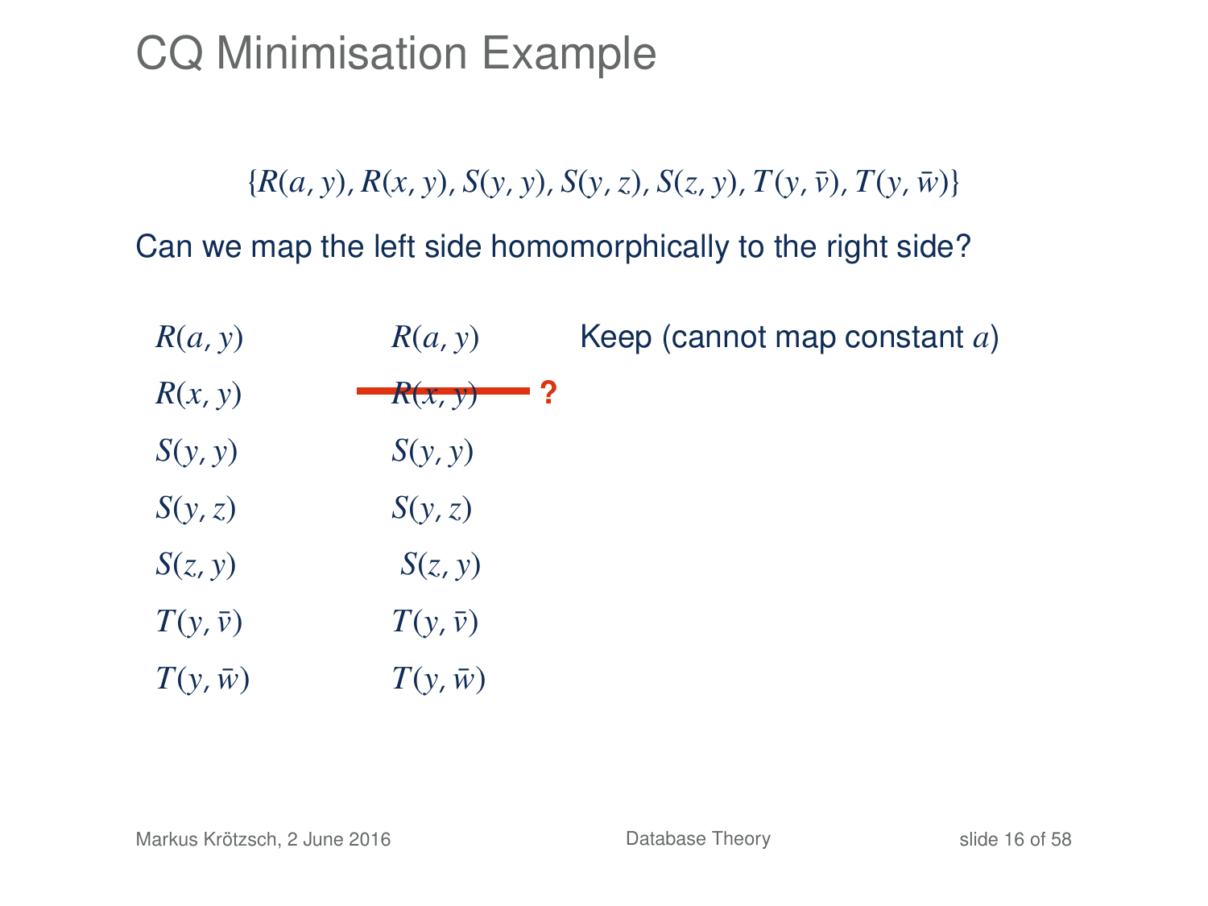# CQ Minimisation Example

$$\{R(a, y), R(x, y), S(y, y), S(y, z), S(z, y), T(y, \bar{v}), T(y, \bar{w})\}$$

Can we map the left side homomorphically to the right side?

| | | |
|---|---|---|
| $R(a, y)$ | $R(a, y)$ | Keep (cannot map constant $a$) |
| $R(x, y)$ | ~~$R(x, y)$~~ **?** | |
| $S(y, y)$ | $S(y, y)$ | |
| $S(y, z)$ | $S(y, z)$ | |
| $S(z, y)$ | $S(z, y)$ | |
| $T(y, \bar{v})$ | $T(y, \bar{v})$ | |
| $T(y, \bar{w})$ | $T(y, \bar{w})$ | |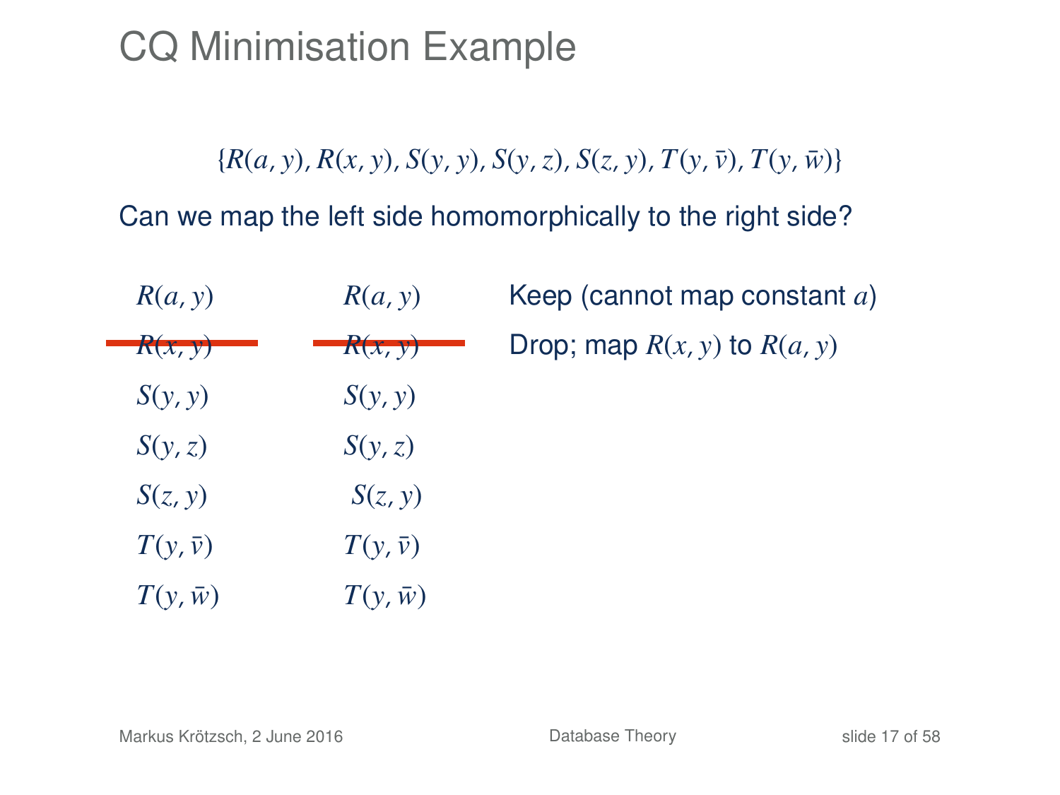# CQ Minimisation Example

$$\{R(a, y), R(x, y), S(y, y), S(y, z), S(z, y), T(y, \bar{v}), T(y, \bar{w})\}$$

Can we map the left side homomorphically to the right side?

| | | |
|---|---|---|
| $R(a, y)$ | $R(a, y)$ | Keep (cannot map constant $a$) |
| ~~$R(x, y)$~~ | ~~$R(x, y)$~~ | Drop; map $R(x, y)$ to $R(a, y)$ |
| $S(y, y)$ | $S(y, y)$ | |
| $S(y, z)$ | $S(y, z)$ | |
| $S(z, y)$ | $S(z, y)$ | |
| $T(y, \bar{v})$ | $T(y, \bar{v})$ | |
| $T(y, \bar{w})$ | $T(y, \bar{w})$ | |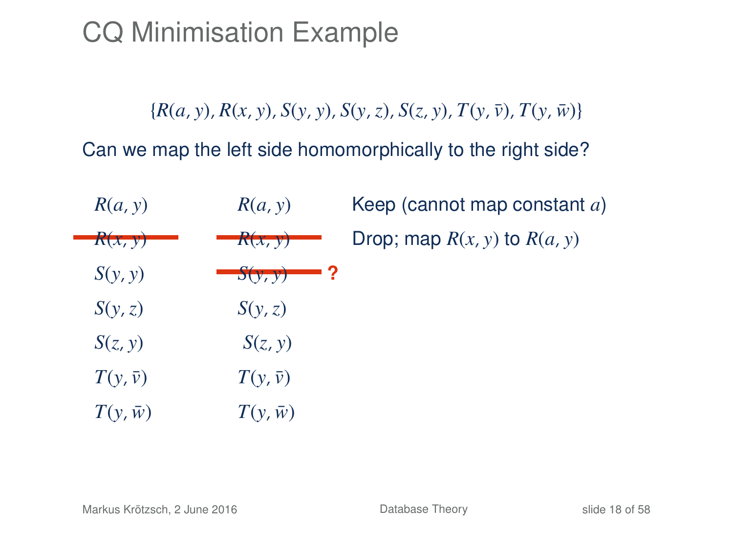# CQ Minimisation Example

$$\{R(a,y), R(x,y), S(y,y), S(y,z), S(z,y), T(y,\bar{v}), T(y,\bar{w})\}$$

Can we map the left side homomorphically to the right side?

| Left | Right | |
|---|---|---|
| $R(a,y)$ | $R(a,y)$ | Keep (cannot map constant $a$) |
| ~~$R(x,y)$~~ | ~~$R(x,y)$~~ | Drop; map $R(x,y)$ to $R(a,y)$ |
| $S(y,y)$ | ~~$S(y,y)$~~ **?** | |
| $S(y,z)$ | $S(y,z)$ | |
| $S(z,y)$ | $S(z,y)$ | |
| $T(y,\bar{v})$ | $T(y,\bar{v})$ | |
| $T(y,\bar{w})$ | $T(y,\bar{w})$ | |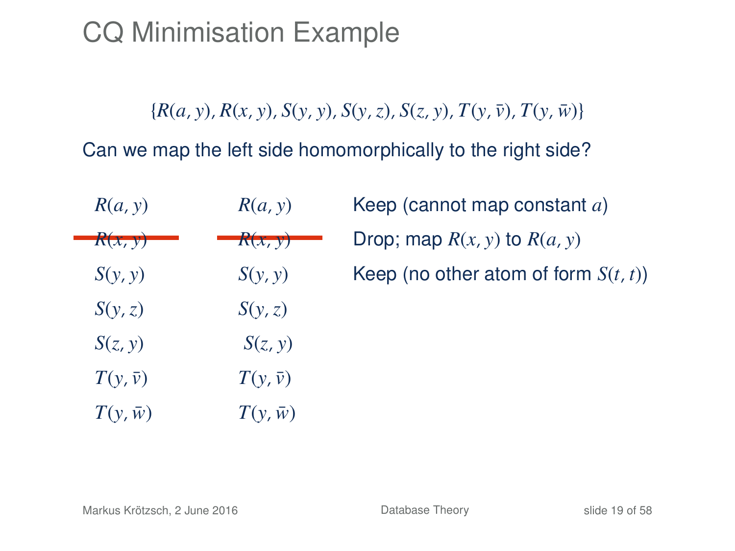# CQ Minimisation Example

$$\{R(a, y), R(x, y), S(y, y), S(y, z), S(z, y), T(y, \bar{v}), T(y, \bar{w})\}$$

Can we map the left side homomorphically to the right side?

| Left | Right | |
|---|---|---|
| $R(a, y)$ | $R(a, y)$ | Keep (cannot map constant $a$) |
| ~~$R(x, y)$~~ | ~~$R(x, y)$~~ | Drop; map $R(x, y)$ to $R(a, y)$ |
| $S(y, y)$ | $S(y, y)$ | Keep (no other atom of form $S(t, t)$) |
| $S(y, z)$ | $S(y, z)$ | |
| $S(z, y)$ | $S(z, y)$ | |
| $T(y, \bar{v})$ | $T(y, \bar{v})$ | |
| $T(y, \bar{w})$ | $T(y, \bar{w})$ | |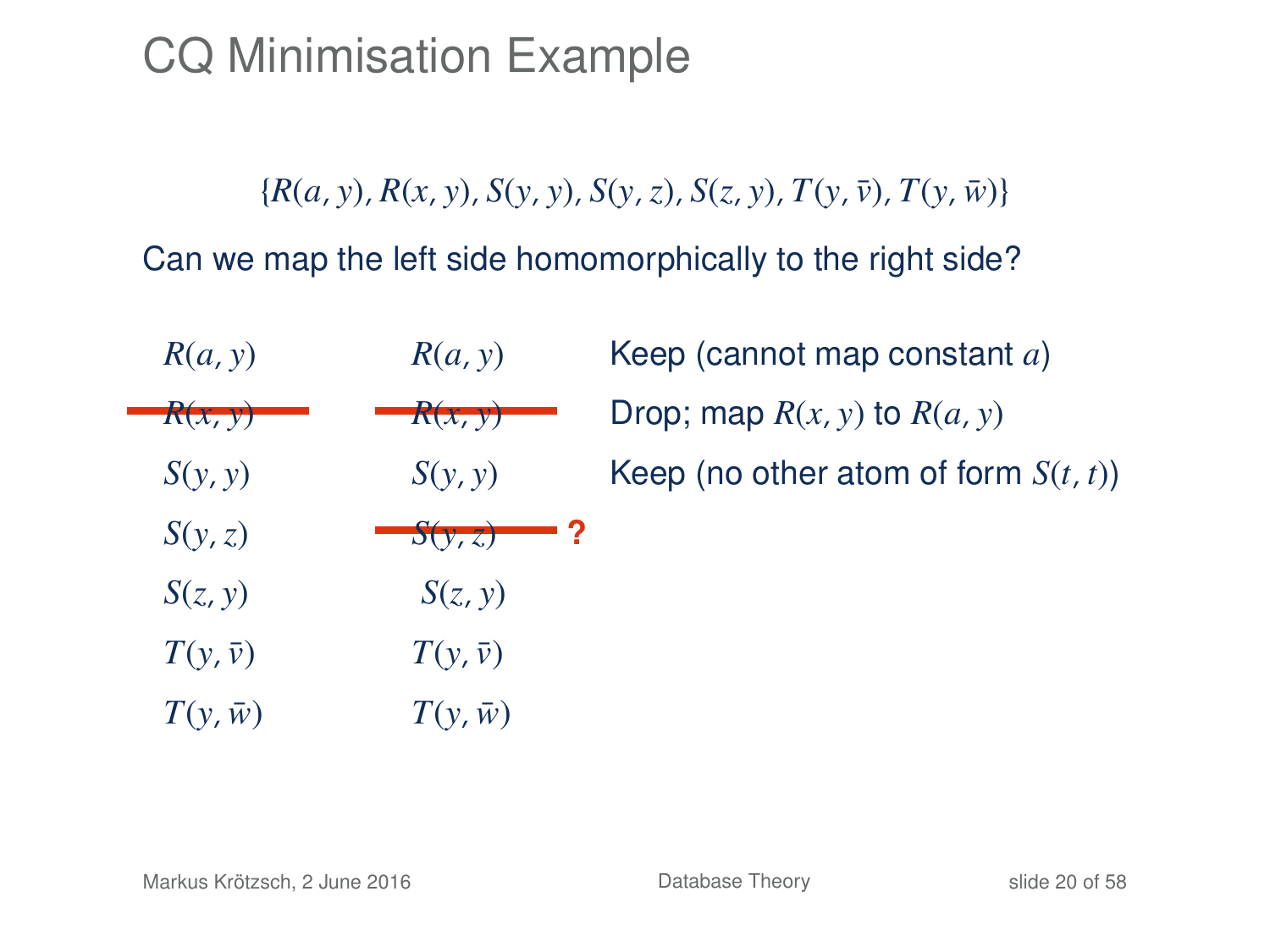# CQ Minimisation Example

$$\{R(a, y), R(x, y), S(y, y), S(y, z), S(z, y), T(y, \bar{v}), T(y, \bar{w})\}$$

Can we map the left side homomorphically to the right side?

| Left | Right | |
|---|---|---|
| $R(a, y)$ | $R(a, y)$ | Keep (cannot map constant $a$) |
| ~~$R(x, y)$~~ | ~~$R(x, y)$~~ | Drop; map $R(x, y)$ to $R(a, y)$ |
| $S(y, y)$ | $S(y, y)$ | Keep (no other atom of form $S(t, t)$) |
| $S(y, z)$ | ~~$S(y, z)$~~ ? | |
| $S(z, y)$ | $S(z, y)$ | |
| $T(y, \bar{v})$ | $T(y, \bar{v})$ | |
| $T(y, \bar{w})$ | $T(y, \bar{w})$ | |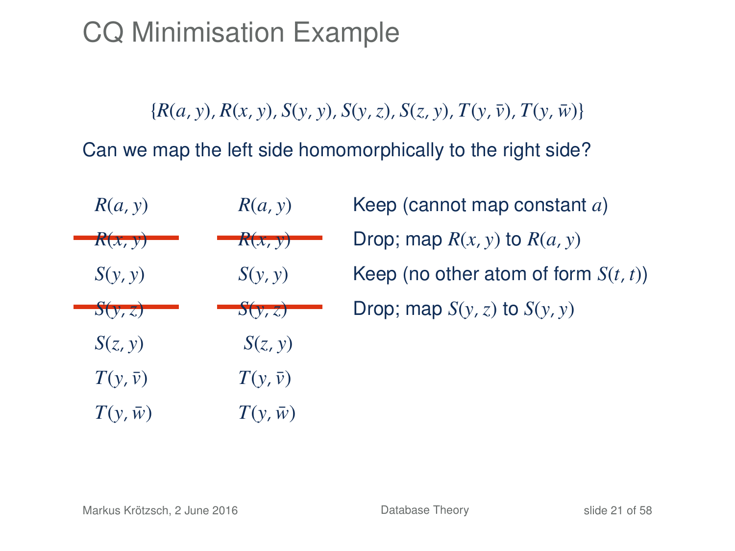# CQ Minimisation Example

$$\{R(a, y), R(x, y), S(y, y), S(y, z), S(z, y), T(y, \bar{v}), T(y, \bar{w})\}$$

Can we map the left side homomorphically to the right side?

| Left | Right | |
|---|---|---|
| $R(a, y)$ | $R(a, y)$ | Keep (cannot map constant $a$) |
| ~~$R(x, y)$~~ | ~~$R(x, y)$~~ | Drop; map $R(x, y)$ to $R(a, y)$ |
| $S(y, y)$ | $S(y, y)$ | Keep (no other atom of form $S(t, t)$) |
| ~~$S(y, z)$~~ | ~~$S(y, z)$~~ | Drop; map $S(y, z)$ to $S(y, y)$ |
| $S(z, y)$ | $S(z, y)$ | |
| $T(y, \bar{v})$ | $T(y, \bar{v})$ | |
| $T(y, \bar{w})$ | $T(y, \bar{w})$ | |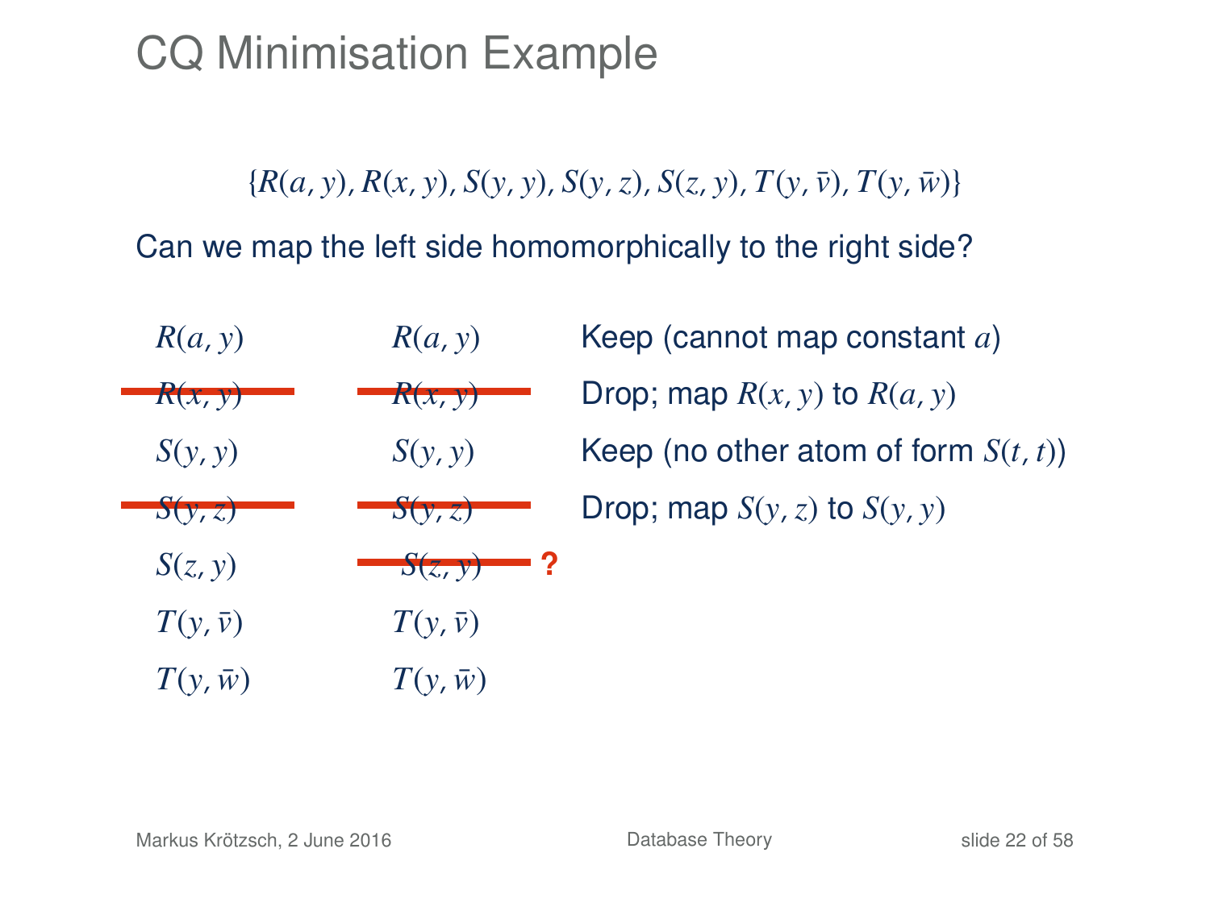# CQ Minimisation Example

$$\{R(a,y), R(x,y), S(y,y), S(y,z), S(z,y), T(y,\bar{v}), T(y,\bar{w})\}$$

Can we map the left side homomorphically to the right side?

| Left | Right | |
|---|---|---|
| $R(a,y)$ | $R(a,y)$ | Keep (cannot map constant $a$) |
| ~~$R(x,y)$~~ | ~~$R(x,y)$~~ | Drop; map $R(x,y)$ to $R(a,y)$ |
| $S(y,y)$ | $S(y,y)$ | Keep (no other atom of form $S(t,t)$) |
| ~~$S(y,z)$~~ | ~~$S(y,z)$~~ | Drop; map $S(y,z)$ to $S(y,y)$ |
| $S(z,y)$ | ~~$S(z,y)$~~ **?** | |
| $T(y,\bar{v})$ | $T(y,\bar{v})$ | |
| $T(y,\bar{w})$ | $T(y,\bar{w})$ | |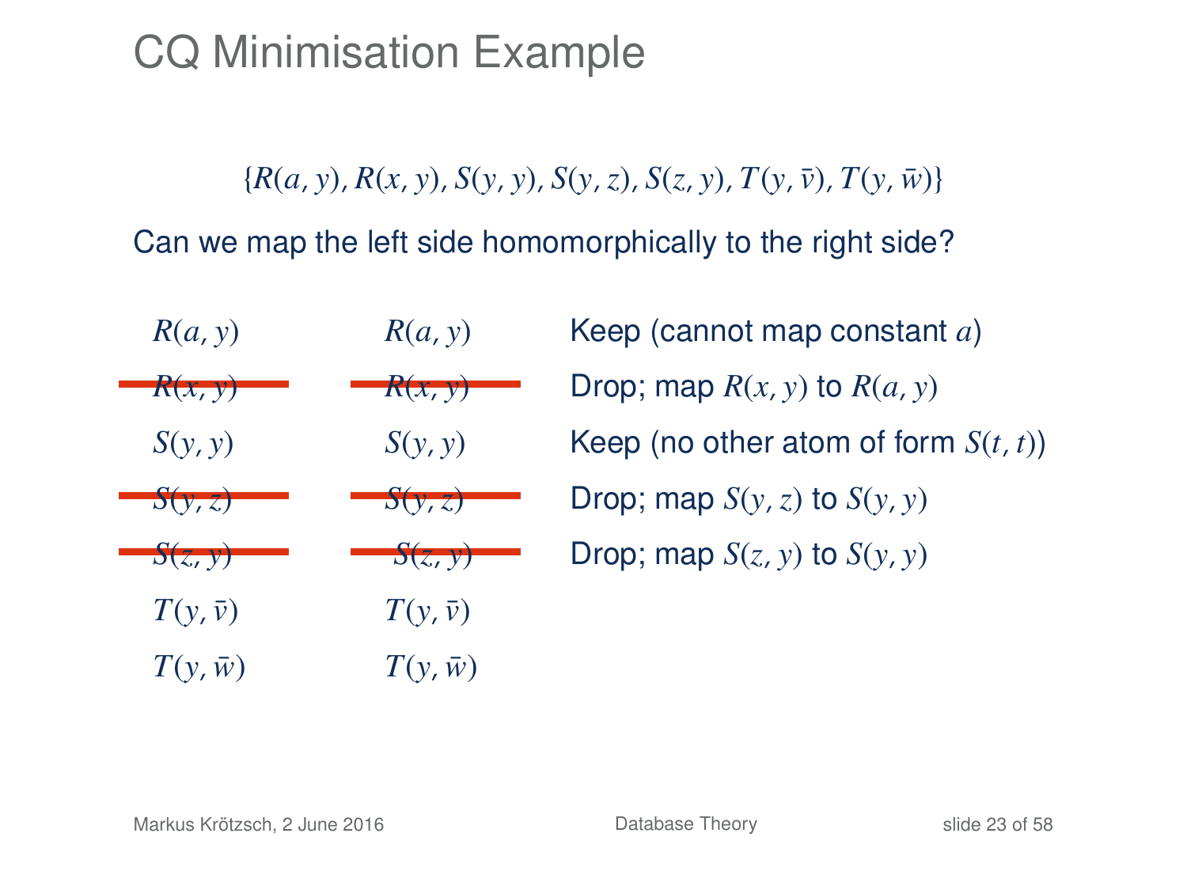# CQ Minimisation Example

$$\{R(a, y), R(x, y), S(y, y), S(y, z), S(z, y), T(y, \bar{v}), T(y, \bar{w})\}$$

Can we map the left side homomorphically to the right side?

| Left | Right | |
|---|---|---|
| $R(a, y)$ | $R(a, y)$ | Keep (cannot map constant $a$) |
| ~~$R(x, y)$~~ | ~~$R(x, y)$~~ | Drop; map $R(x, y)$ to $R(a, y)$ |
| $S(y, y)$ | $S(y, y)$ | Keep (no other atom of form $S(t, t)$) |
| ~~$S(y, z)$~~ | ~~$S(y, z)$~~ | Drop; map $S(y, z)$ to $S(y, y)$ |
| ~~$S(z, y)$~~ | ~~$S(z, y)$~~ | Drop; map $S(z, y)$ to $S(y, y)$ |
| $T(y, \bar{v})$ | $T(y, \bar{v})$ | |
| $T(y, \bar{w})$ | $T(y, \bar{w})$ | |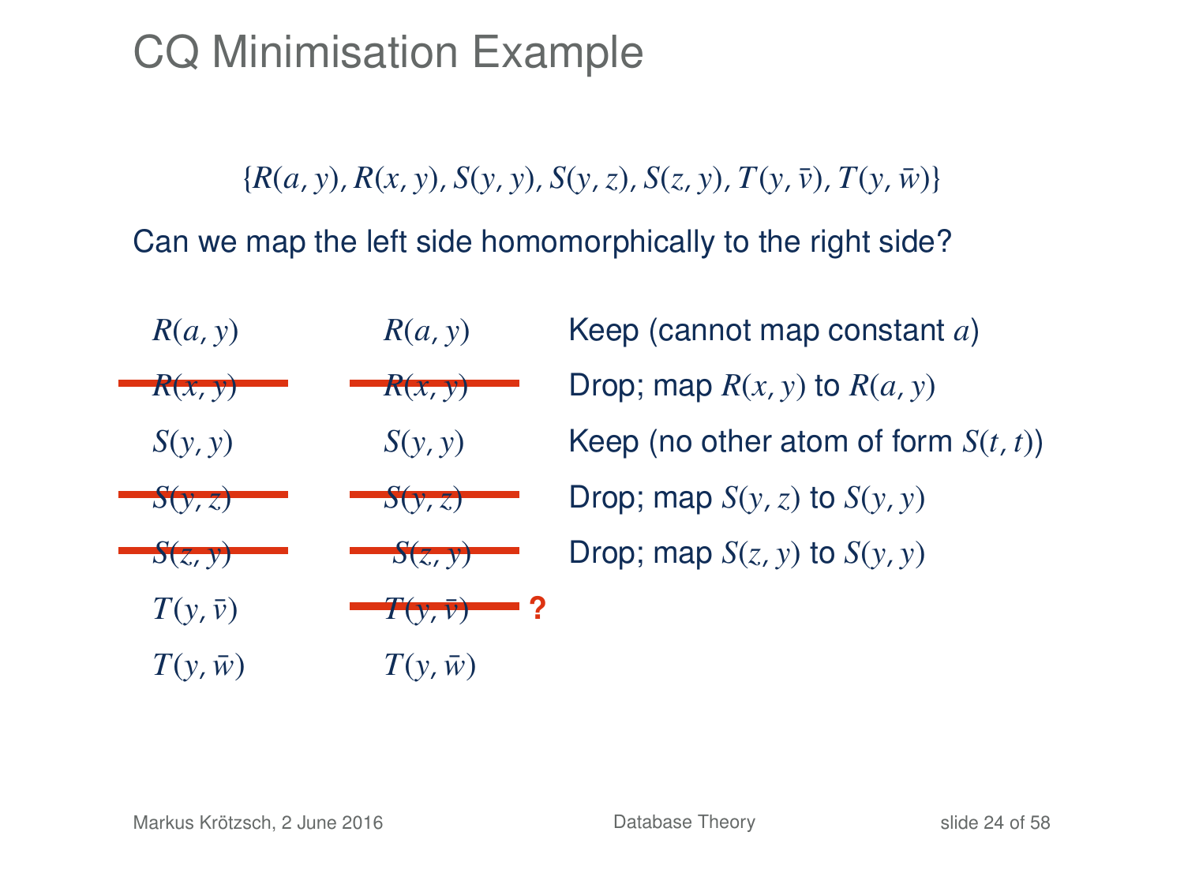# CQ Minimisation Example

$$\{R(a, y), R(x, y), S(y, y), S(y, z), S(z, y), T(y, \bar{v}), T(y, \bar{w})\}$$

Can we map the left side homomorphically to the right side?

| Left | Right | |
|---|---|---|
| $R(a, y)$ | $R(a, y)$ | Keep (cannot map constant $a$) |
| ~~$R(x, y)$~~ | ~~$R(x, y)$~~ | Drop; map $R(x, y)$ to $R(a, y)$ |
| $S(y, y)$ | $S(y, y)$ | Keep (no other atom of form $S(t, t)$) |
| ~~$S(y, z)$~~ | ~~$S(y, z)$~~ | Drop; map $S(y, z)$ to $S(y, y)$ |
| ~~$S(z, y)$~~ | ~~$S(z, y)$~~ | Drop; map $S(z, y)$ to $S(y, y)$ |
| $T(y, \bar{v})$ | ~~$T(y, \bar{v})$~~ **?** | |
| $T(y, \bar{w})$ | $T(y, \bar{w})$ | |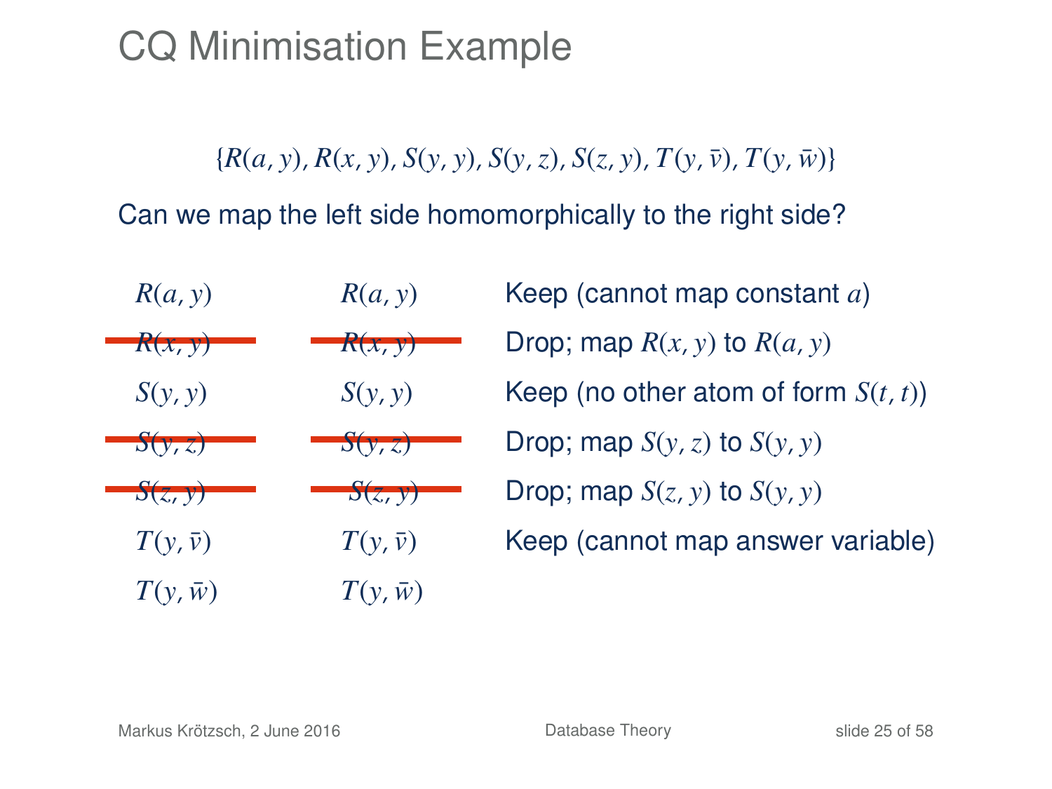# CQ Minimisation Example

$$\{R(a, y), R(x, y), S(y, y), S(y, z), S(z, y), T(y, \bar{v}), T(y, \bar{w})\}$$

Can we map the left side homomorphically to the right side?

| | | |
|---|---|---|
| $R(a, y)$ | $R(a, y)$ | Keep (cannot map constant $a$) |
| ~~$R(x, y)$~~ | ~~$R(x, y)$~~ | Drop; map $R(x, y)$ to $R(a, y)$ |
| $S(y, y)$ | $S(y, y)$ | Keep (no other atom of form $S(t, t)$) |
| ~~$S(y, z)$~~ | ~~$S(y, z)$~~ | Drop; map $S(y, z)$ to $S(y, y)$ |
| ~~$S(z, y)$~~ | ~~$S(z, y)$~~ | Drop; map $S(z, y)$ to $S(y, y)$ |
| $T(y, \bar{v})$ | $T(y, \bar{v})$ | Keep (cannot map answer variable) |
| $T(y, \bar{w})$ | $T(y, \bar{w})$ | |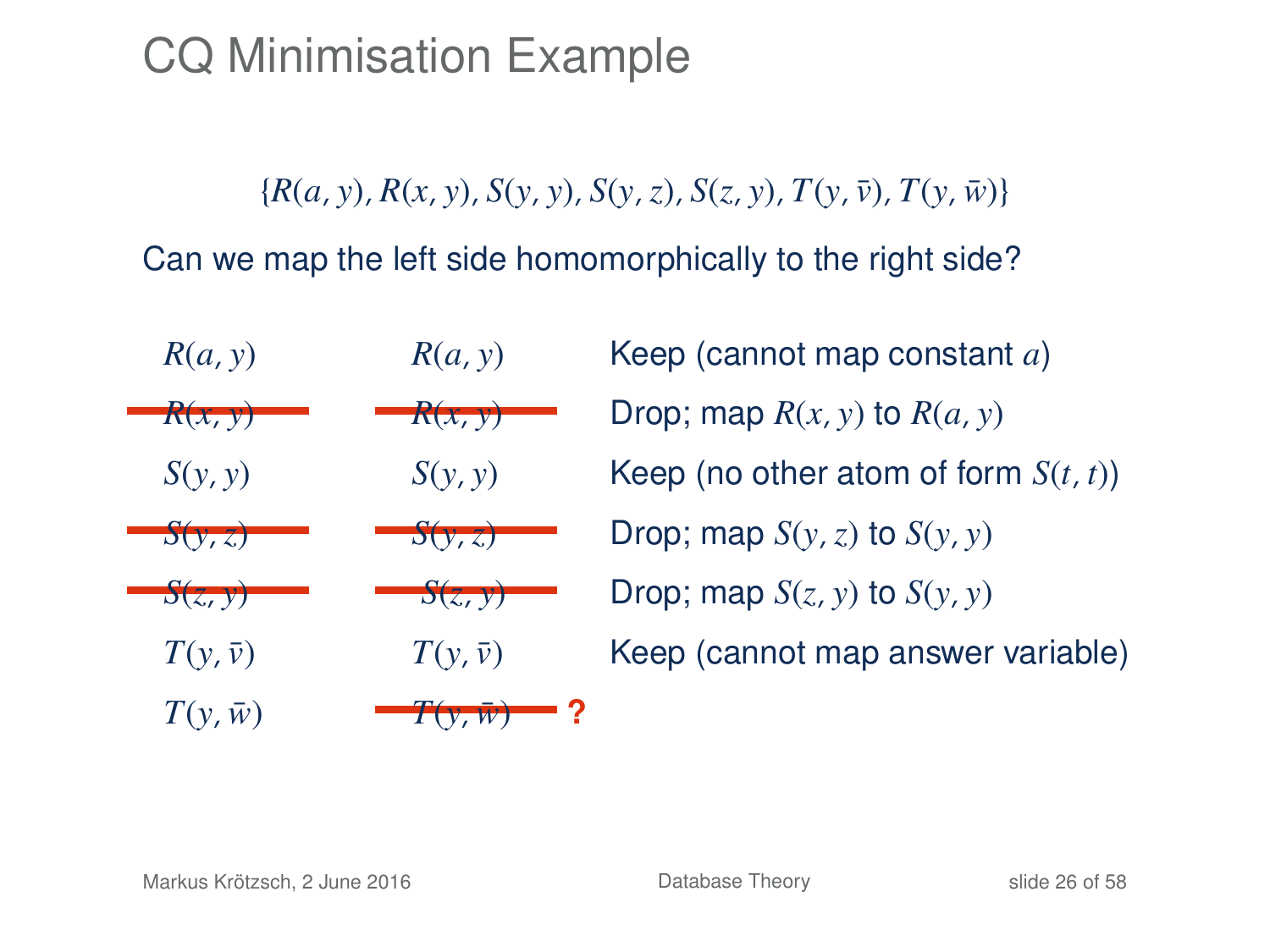# CQ Minimisation Example

$$\{R(a,y), R(x,y), S(y,y), S(y,z), S(z,y), T(y,\bar{v}), T(y,\bar{w})\}$$

Can we map the left side homomorphically to the right side?

| | | |
|---|---|---|
| $R(a,y)$ | $R(a,y)$ | Keep (cannot map constant $a$) |
| ~~$R(x,y)$~~ | ~~$R(x,y)$~~ | Drop; map $R(x,y)$ to $R(a,y)$ |
| $S(y,y)$ | $S(y,y)$ | Keep (no other atom of form $S(t,t)$) |
| ~~$S(y,z)$~~ | ~~$S(y,z)$~~ | Drop; map $S(y,z)$ to $S(y,y)$ |
| ~~$S(z,y)$~~ | ~~$S(z,y)$~~ | Drop; map $S(z,y)$ to $S(y,y)$ |
| $T(y,\bar{v})$ | $T(y,\bar{v})$ | Keep (cannot map answer variable) |
| $T(y,\bar{w})$ | ~~$T(y,\bar{w})$~~ **?** | |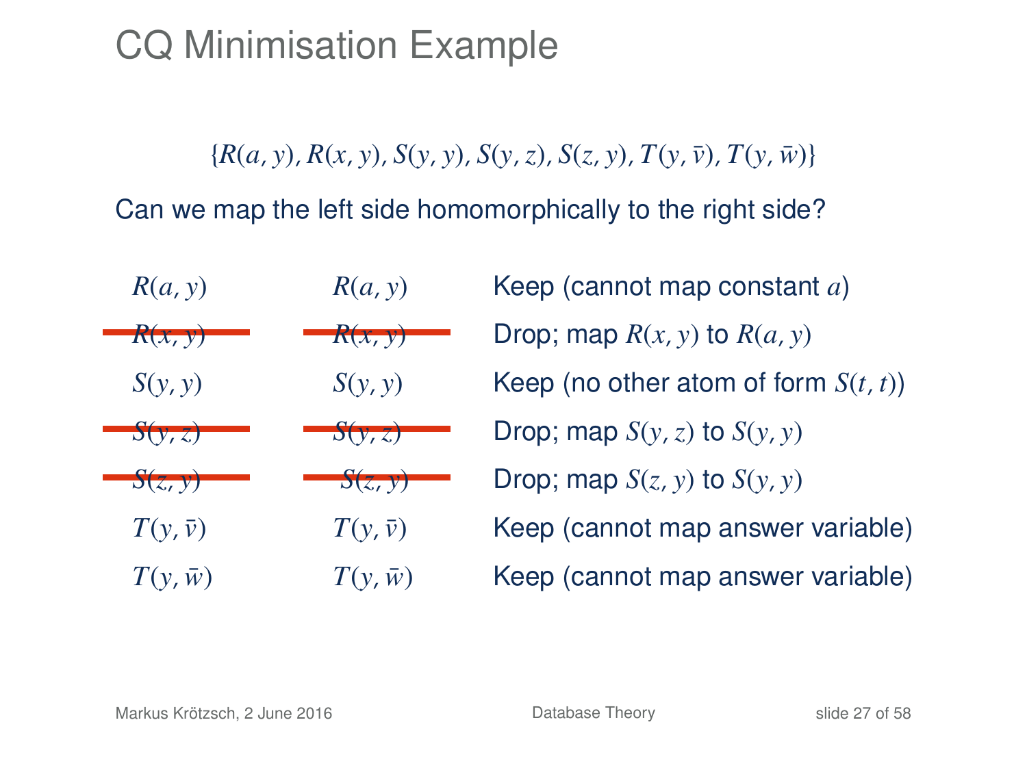# CQ Minimisation Example

$$\{R(a, y), R(x, y), S(y, y), S(y, z), S(z, y), T(y, \bar{v}), T(y, \bar{w})\}$$

Can we map the left side homomorphically to the right side?

| | | |
|---|---|---|
| $R(a, y)$ | $R(a, y)$ | Keep (cannot map constant $a$) |
| ~~$R(x, y)$~~ | ~~$R(x, y)$~~ | Drop; map $R(x, y)$ to $R(a, y)$ |
| $S(y, y)$ | $S(y, y)$ | Keep (no other atom of form $S(t, t)$) |
| ~~$S(y, z)$~~ | ~~$S(y, z)$~~ | Drop; map $S(y, z)$ to $S(y, y)$ |
| ~~$S(z, y)$~~ | ~~$S(z, y)$~~ | Drop; map $S(z, y)$ to $S(y, y)$ |
| $T(y, \bar{v})$ | $T(y, \bar{v})$ | Keep (cannot map answer variable) |
| $T(y, \bar{w})$ | $T(y, \bar{w})$ | Keep (cannot map answer variable) |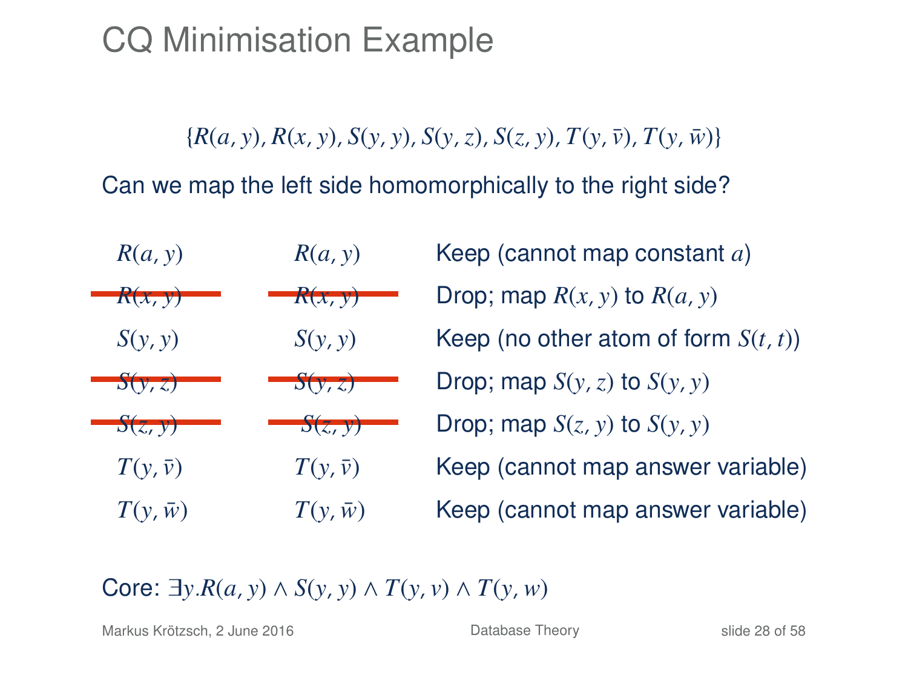# CQ Minimisation Example

$$\{R(a, y), R(x, y), S(y, y), S(y, z), S(z, y), T(y, \bar{v}), T(y, \bar{w})\}$$

Can we map the left side homomorphically to the right side?

| | | |
|---|---|---|
| $R(a, y)$ | $R(a, y)$ | Keep (cannot map constant $a$) |
| ~~$R(x, y)$~~ | ~~$R(x, y)$~~ | Drop; map $R(x, y)$ to $R(a, y)$ |
| $S(y, y)$ | $S(y, y)$ | Keep (no other atom of form $S(t, t)$) |
| ~~$S(y, z)$~~ | ~~$S(y, z)$~~ | Drop; map $S(y, z)$ to $S(y, y)$ |
| ~~$S(z, y)$~~ | ~~$S(z, y)$~~ | Drop; map $S(z, y)$ to $S(y, y)$ |
| $T(y, \bar{v})$ | $T(y, \bar{v})$ | Keep (cannot map answer variable) |
| $T(y, \bar{w})$ | $T(y, \bar{w})$ | Keep (cannot map answer variable) |

Core: $\exists y.R(a, y) \land S(y, y) \land T(y, v) \land T(y, w)$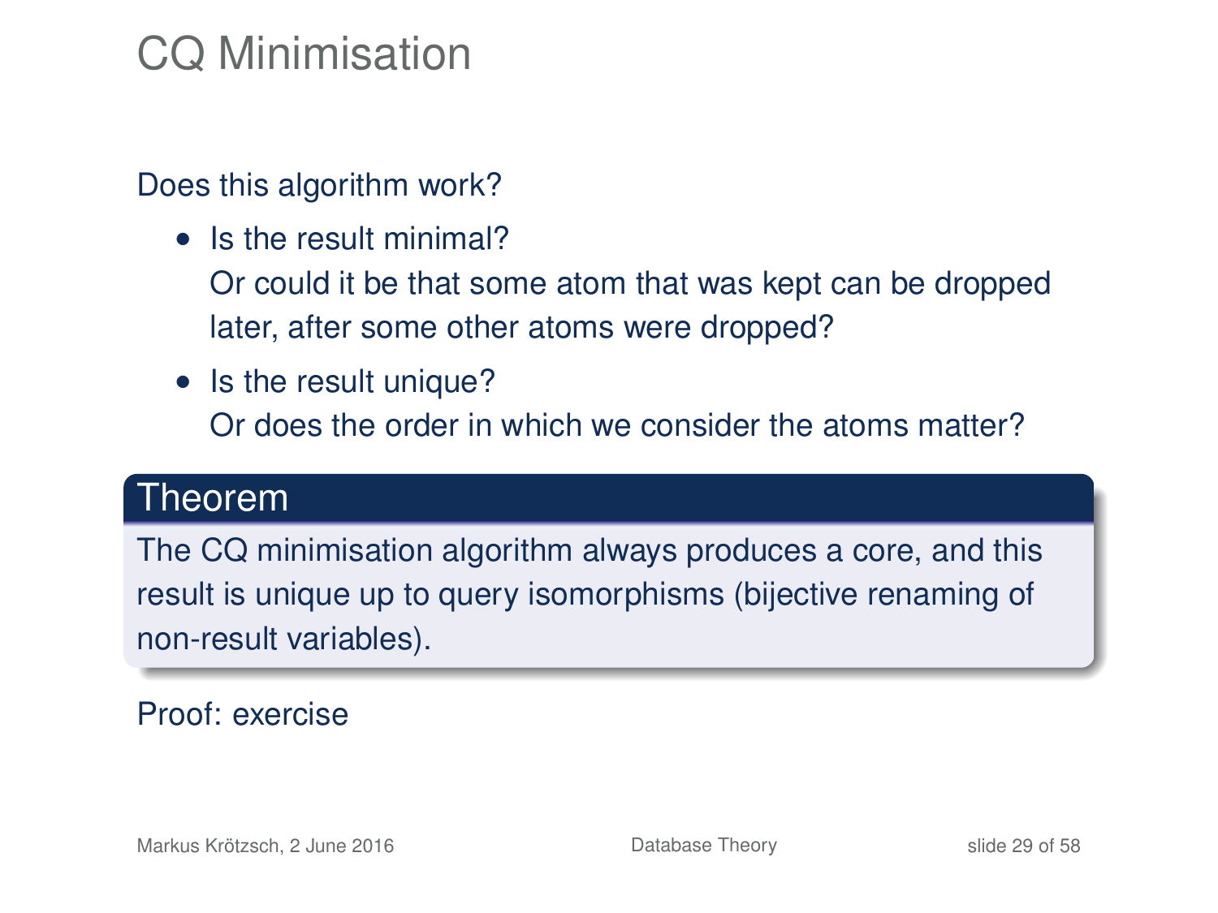# CQ Minimisation

Does this algorithm work?

- Is the result minimal?
  Or could it be that some atom that was kept can be dropped later, after some other atoms were dropped?
- Is the result unique?
  Or does the order in which we consider the atoms matter?

**Theorem**

The CQ minimisation algorithm always produces a core, and this result is unique up to query isomorphisms (bijective renaming of non-result variables).

Proof: exercise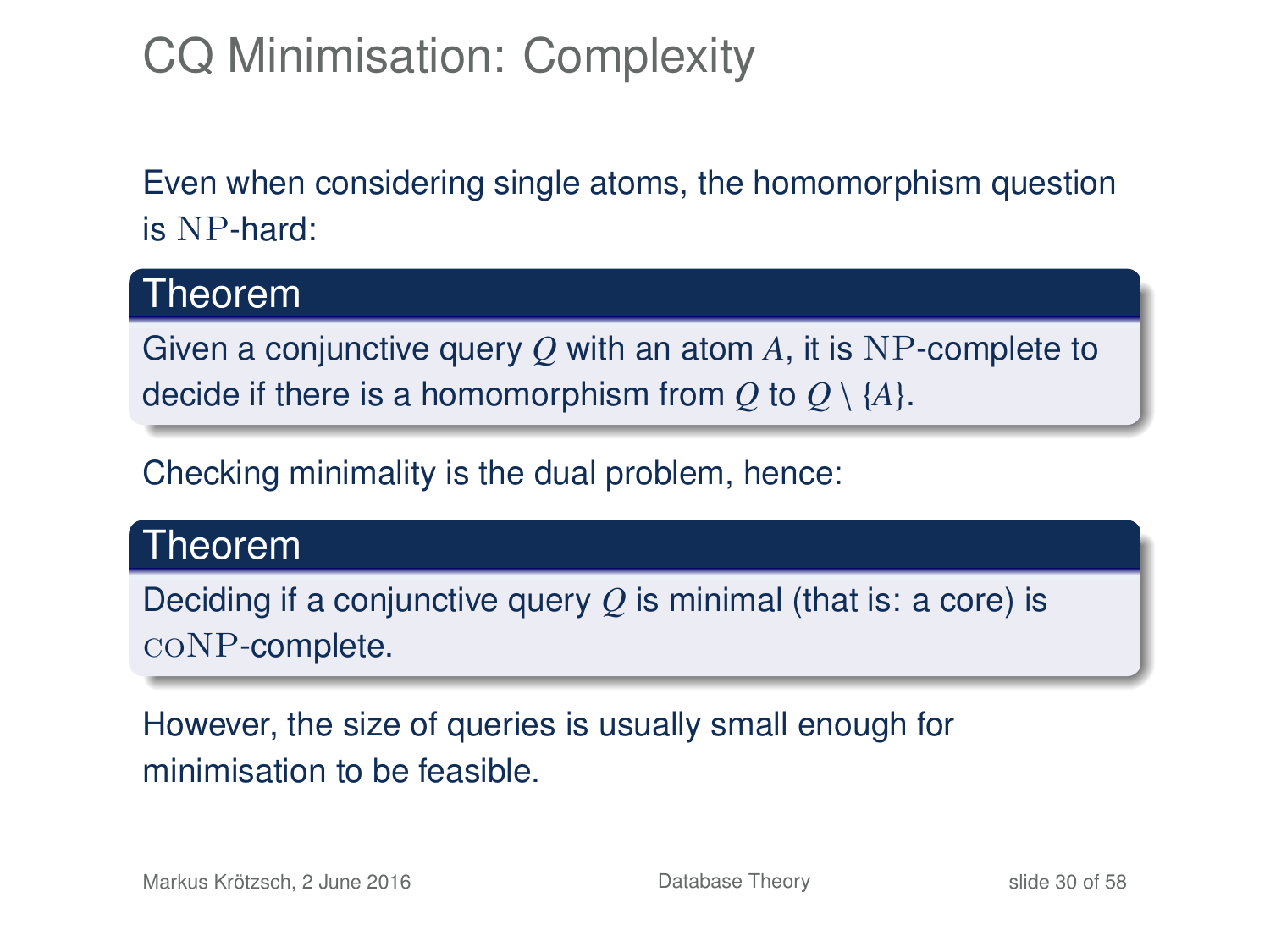# CQ Minimisation: Complexity

Even when considering single atoms, the homomorphism question is $\mathrm{NP}$-hard:

**Theorem**

Given a conjunctive query $Q$ with an atom $A$, it is $\mathrm{NP}$-complete to decide if there is a homomorphism from $Q$ to $Q \setminus \{A\}$.

Checking minimality is the dual problem, hence:

**Theorem**

Deciding if a conjunctive query $Q$ is minimal (that is: a core) is $\mathrm{coNP}$-complete.

However, the size of queries is usually small enough for minimisation to be feasible.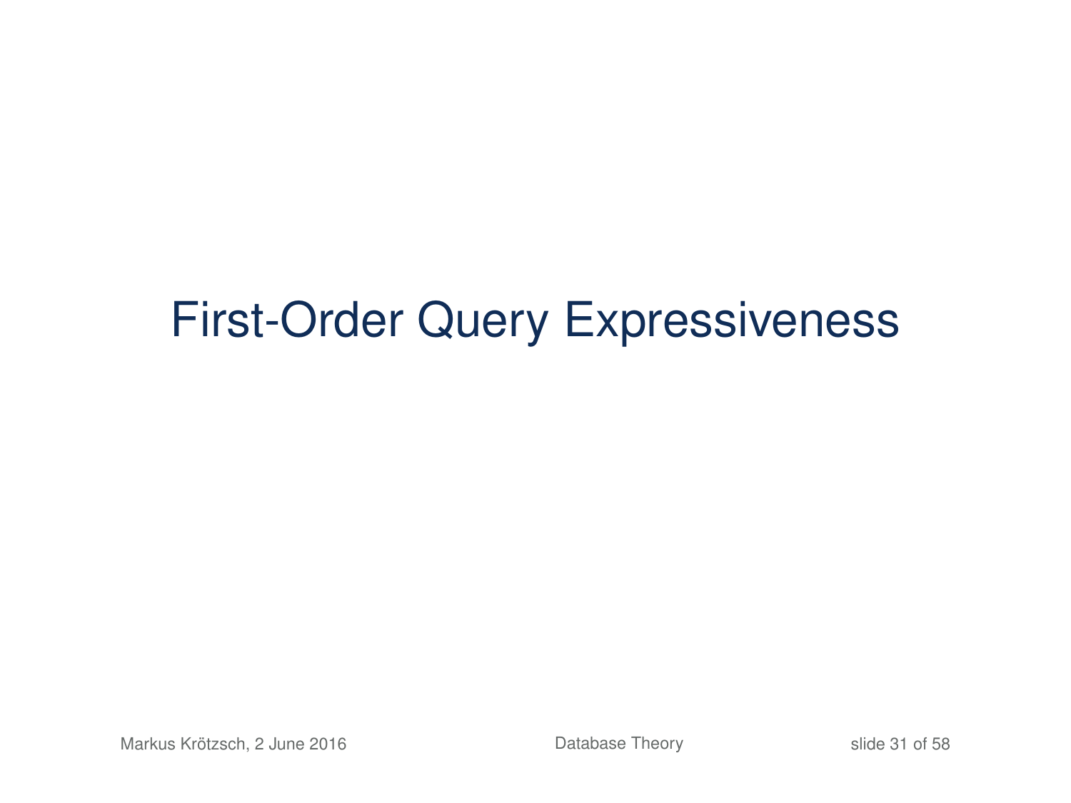# First-Order Query Expressiveness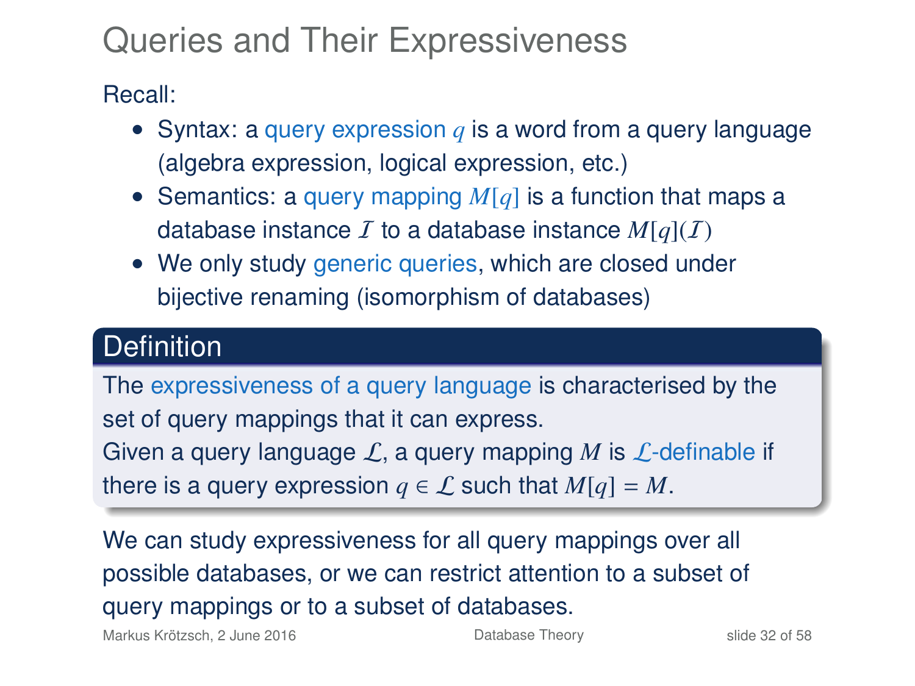# Queries and Their Expressiveness

Recall:

- Syntax: a query expression $q$ is a word from a query language (algebra expression, logical expression, etc.)
- Semantics: a query mapping $M[q]$ is a function that maps a database instance $\mathcal{I}$ to a database instance $M[q](\mathcal{I})$
- We only study generic queries, which are closed under bijective renaming (isomorphism of databases)

**Definition**

The expressiveness of a query language is characterised by the set of query mappings that it can express.
Given a query language $\mathcal{L}$, a query mapping $M$ is $\mathcal{L}$-definable if there is a query expression $q \in \mathcal{L}$ such that $M[q] = M$.

We can study expressiveness for all query mappings over all possible databases, or we can restrict attention to a subset of query mappings or to a subset of databases.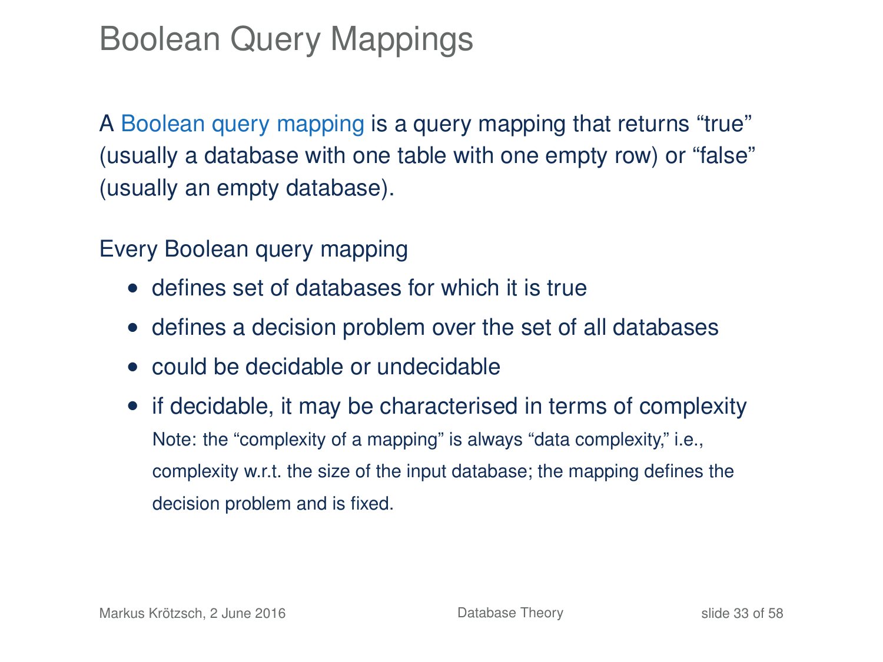# Boolean Query Mappings

A Boolean query mapping is a query mapping that returns “true” (usually a database with one table with one empty row) or “false” (usually an empty database).

Every Boolean query mapping

- defines set of databases for which it is true
- defines a decision problem over the set of all databases
- could be decidable or undecidable
- if decidable, it may be characterised in terms of complexity
  Note: the “complexity of a mapping” is always “data complexity,” i.e., complexity w.r.t. the size of the input database; the mapping defines the decision problem and is fixed.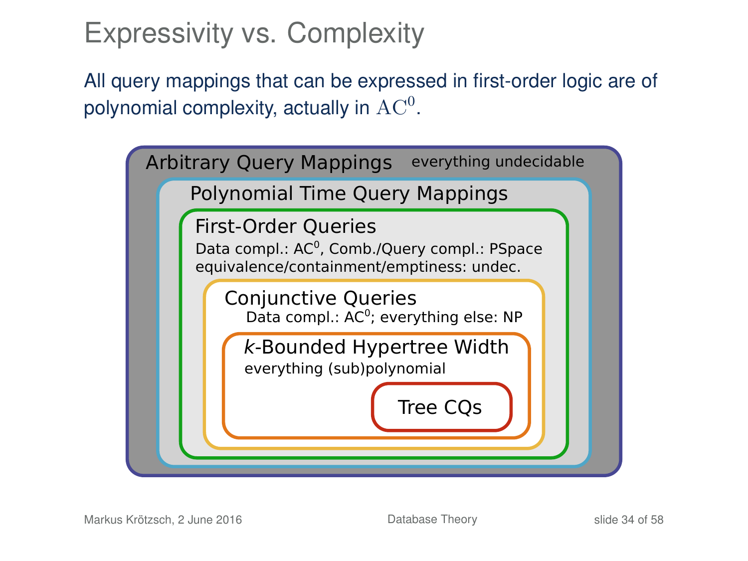# Expressivity vs. Complexity

All query mappings that can be expressed in first-order logic are of polynomial complexity, actually in $\mathrm{AC}^0$.

- **Arbitrary Query Mappings** — everything undecidable
  - **Polynomial Time Query Mappings**
    - **First-Order Queries** — Data compl.: $\mathrm{AC}^0$, Comb./Query compl.: PSpace; equivalence/containment/emptiness: undec.
      - **Conjunctive Queries** — Data compl.: $\mathrm{AC}^0$; everything else: NP
        - **$k$-Bounded Hypertree Width** — everything (sub)polynomial
          - **Tree CQs**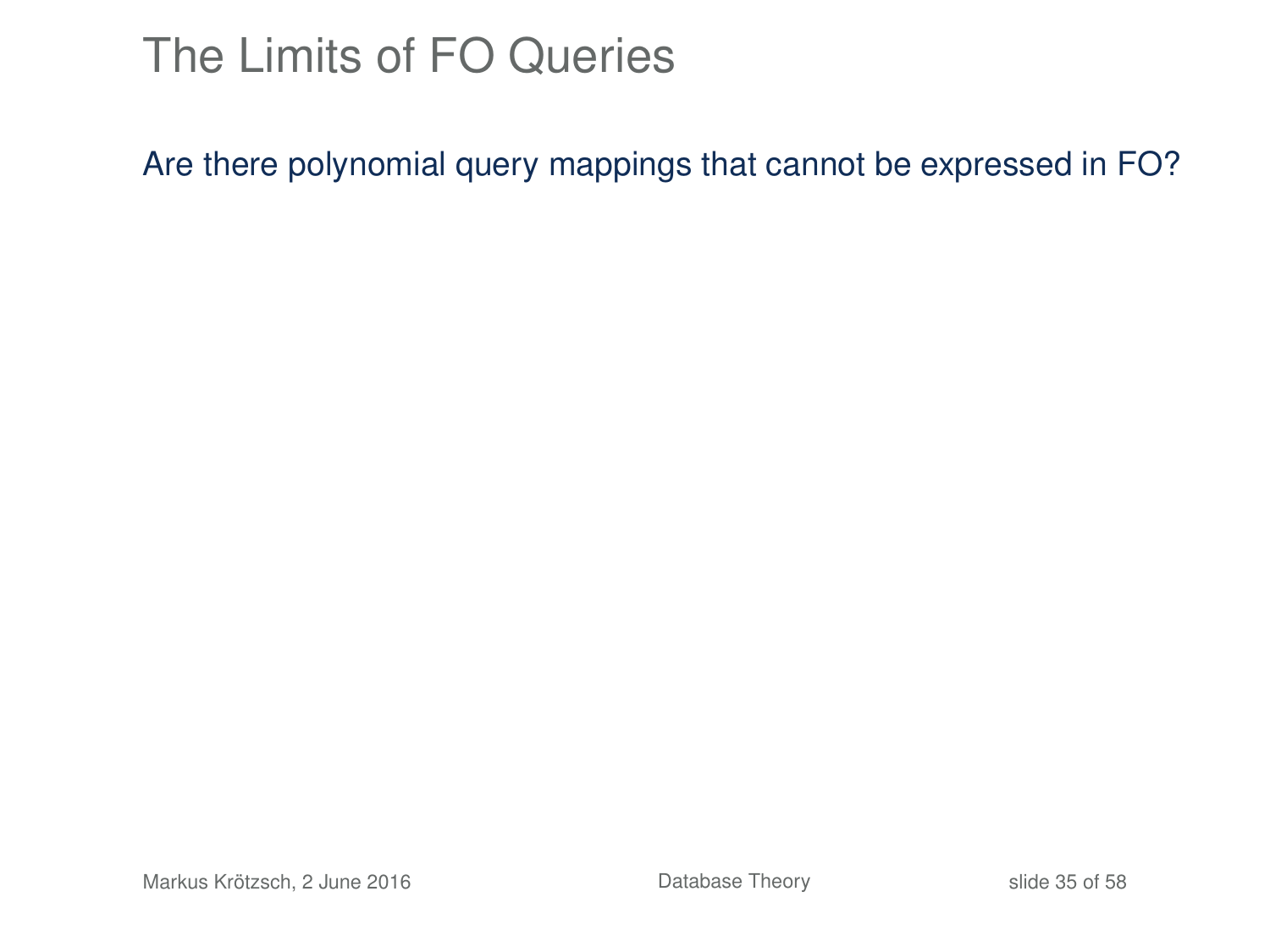# The Limits of FO Queries

Are there polynomial query mappings that cannot be expressed in FO?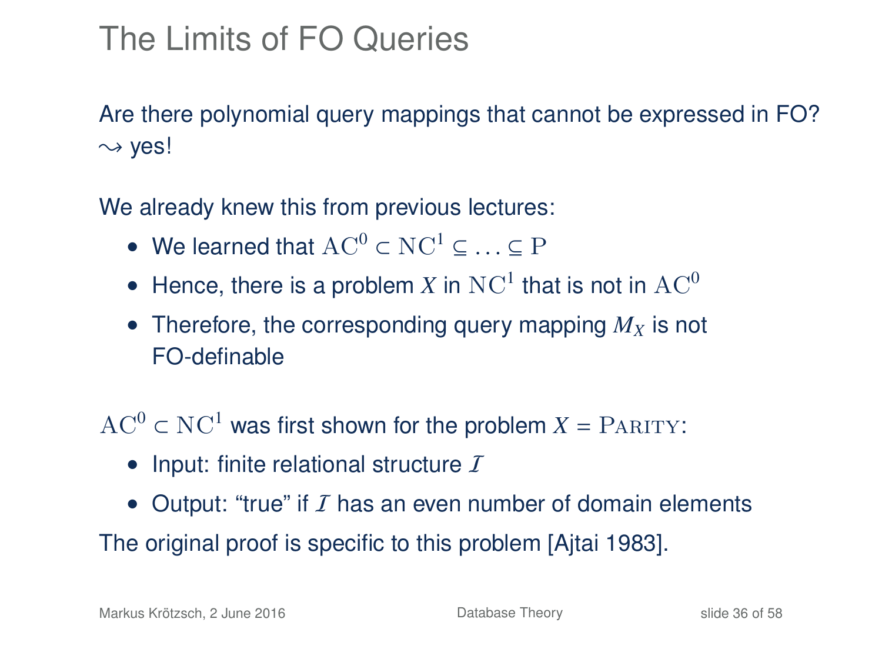# The Limits of FO Queries

Are there polynomial query mappings that cannot be expressed in FO?
$\leadsto$ yes!

We already knew this from previous lectures:

- We learned that $\mathrm{AC}^0 \subset \mathrm{NC}^1 \subseteq \ldots \subseteq \mathrm{P}$
- Hence, there is a problem $X$ in $\mathrm{NC}^1$ that is not in $\mathrm{AC}^0$
- Therefore, the corresponding query mapping $M_X$ is not FO-definable

$\mathrm{AC}^0 \subset \mathrm{NC}^1$ was first shown for the problem $X = \textsc{Parity}$:

- Input: finite relational structure $\mathcal{I}$
- Output: "true" if $\mathcal{I}$ has an even number of domain elements

The original proof is specific to this problem [Ajtai 1983].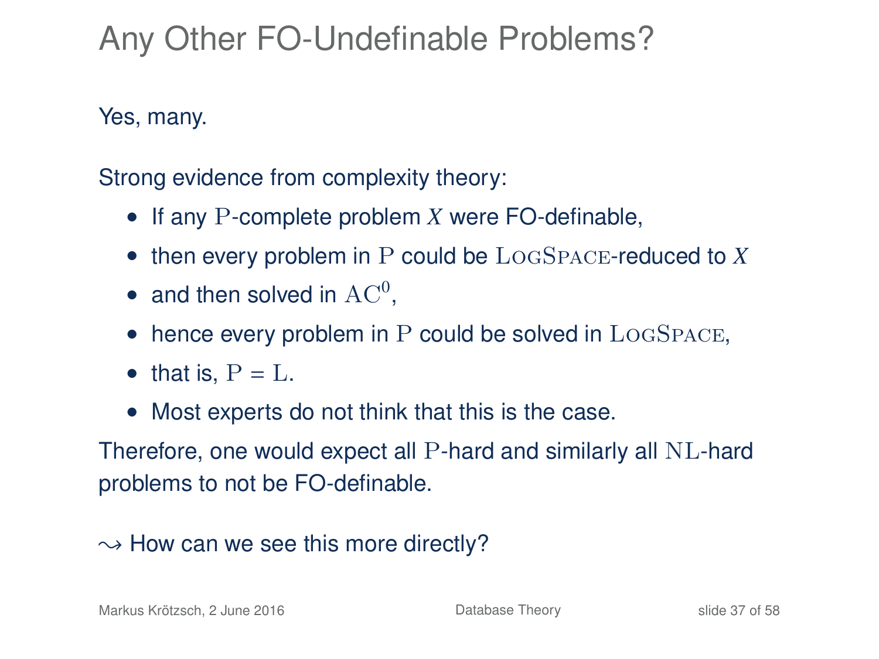# Any Other FO-Undefinable Problems?

Yes, many.

Strong evidence from complexity theory:

- If any $\mathrm{P}$-complete problem $X$ were FO-definable,
- then every problem in $\mathrm{P}$ could be $\mathrm{LogSpace}$-reduced to $X$
- and then solved in $\mathrm{AC}^0$,
- hence every problem in $\mathrm{P}$ could be solved in $\mathrm{LogSpace}$,
- that is, $\mathrm{P} = \mathrm{L}$.
- Most experts do not think that this is the case.

Therefore, one would expect all $\mathrm{P}$-hard and similarly all $\mathrm{NL}$-hard problems to not be FO-definable.

$\leadsto$ How can we see this more directly?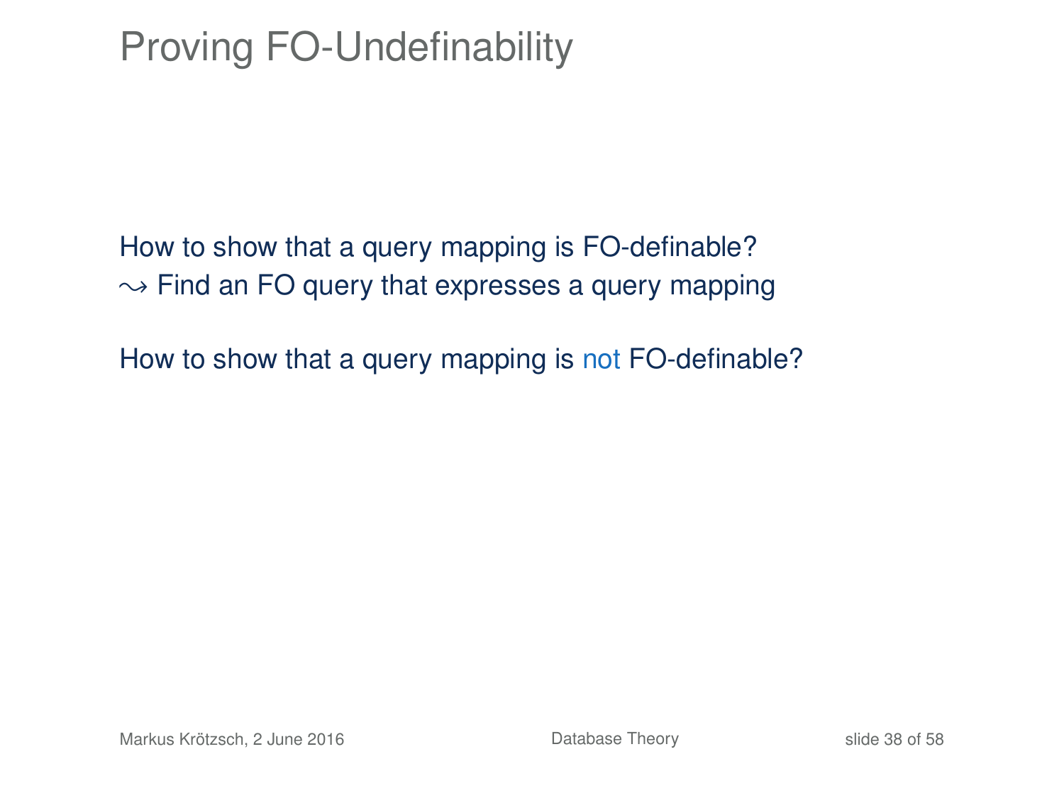# Proving FO-Undefinability

How to show that a query mapping is FO-definable?
$\leadsto$ Find an FO query that expresses a query mapping

How to show that a query mapping is not FO-definable?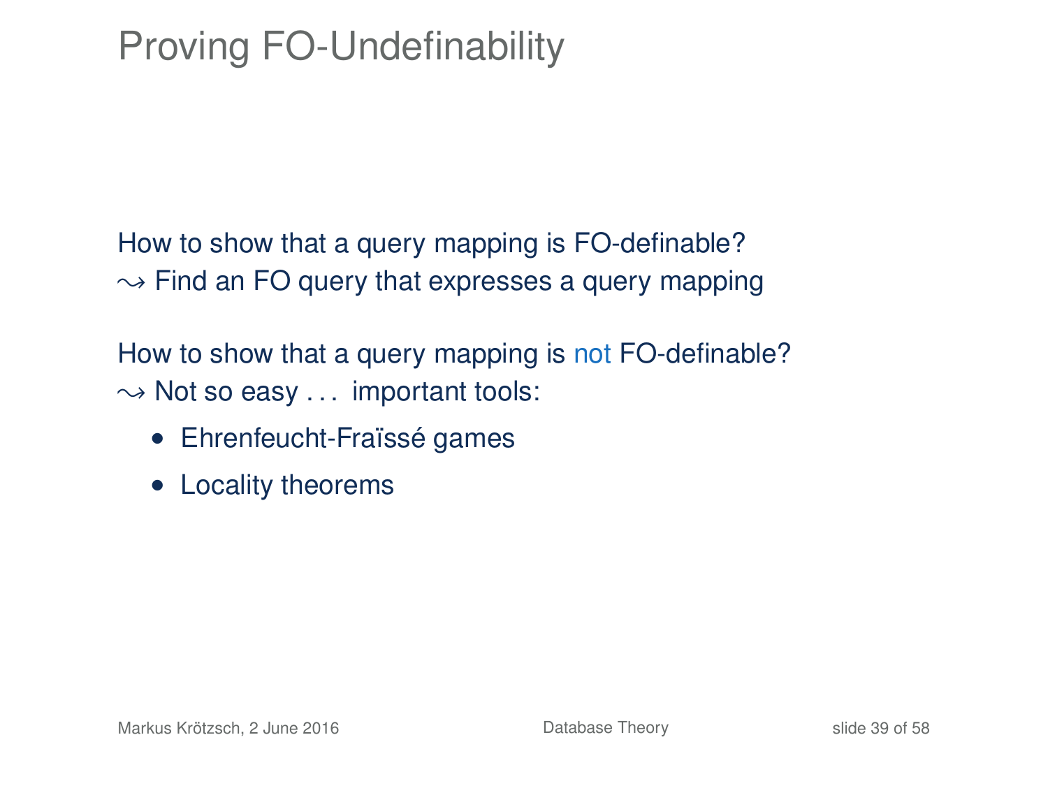# Proving FO-Undefinability

How to show that a query mapping is FO-definable?
$\leadsto$ Find an FO query that expresses a query mapping

How to show that a query mapping is not FO-definable?
$\leadsto$ Not so easy . . . important tools:

- Ehrenfeucht-Fraïssé games
- Locality theorems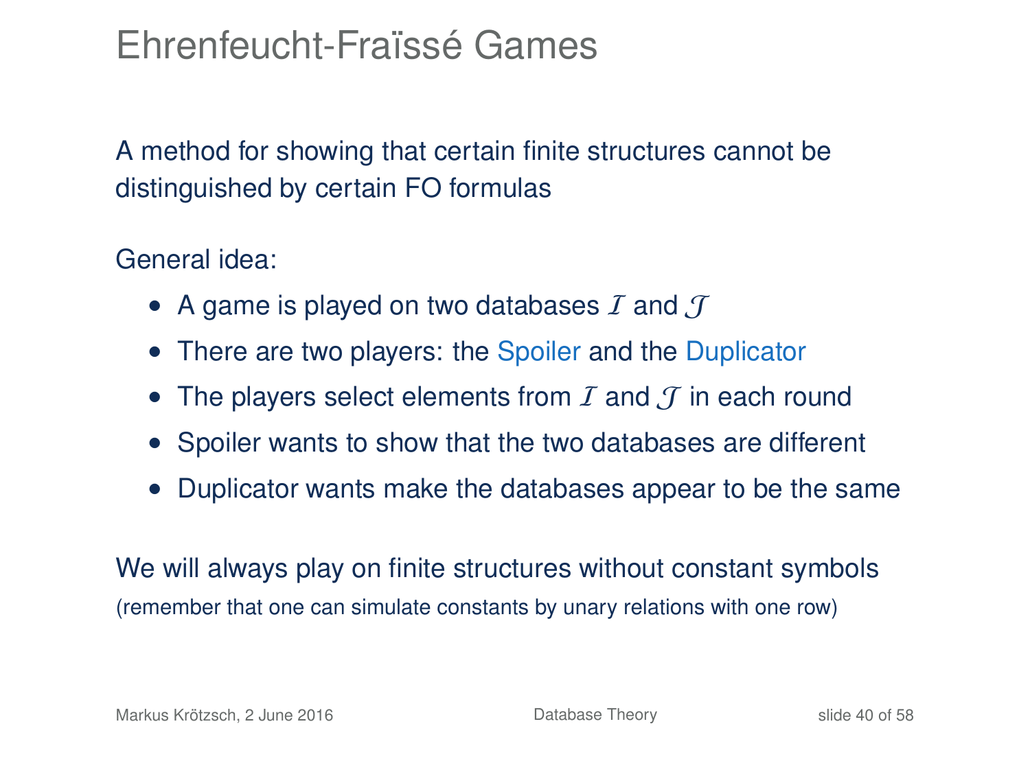# Ehrenfeucht-Fraïssé Games

A method for showing that certain finite structures cannot be distinguished by certain FO formulas

General idea:

- A game is played on two databases $\mathcal{I}$ and $\mathcal{J}$
- There are two players: the Spoiler and the Duplicator
- The players select elements from $\mathcal{I}$ and $\mathcal{J}$ in each round
- Spoiler wants to show that the two databases are different
- Duplicator wants make the databases appear to be the same

We will always play on finite structures without constant symbols

(remember that one can simulate constants by unary relations with one row)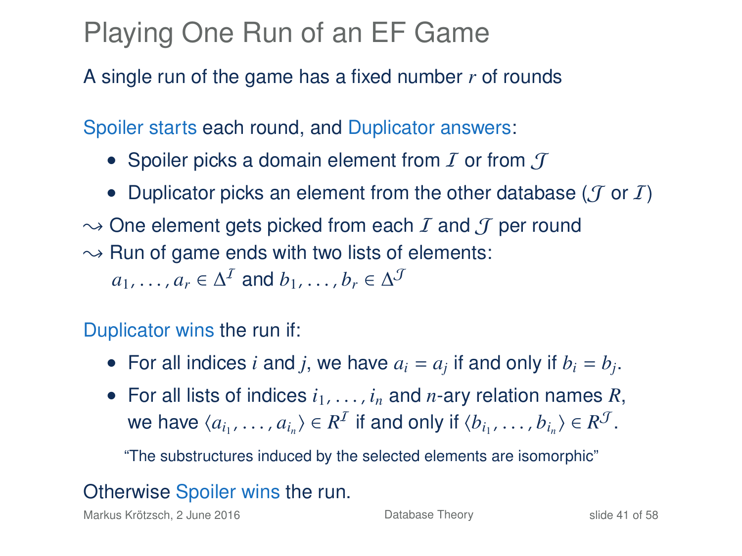# Playing One Run of an EF Game

A single run of the game has a fixed number $r$ of rounds

Spoiler starts each round, and Duplicator answers:

- Spoiler picks a domain element from $\mathcal{I}$ or from $\mathcal{J}$
- Duplicator picks an element from the other database ($\mathcal{J}$ or $\mathcal{I}$)

$\leadsto$ One element gets picked from each $\mathcal{I}$ and $\mathcal{J}$ per round
$\leadsto$ Run of game ends with two lists of elements:
$a_1, \ldots, a_r \in \Delta^{\mathcal{I}}$ and $b_1, \ldots, b_r \in \Delta^{\mathcal{J}}$

Duplicator wins the run if:

- For all indices $i$ and $j$, we have $a_i = a_j$ if and only if $b_i = b_j$.
- For all lists of indices $i_1, \ldots, i_n$ and $n$-ary relation names $R$, we have $\langle a_{i_1}, \ldots, a_{i_n} \rangle \in R^{\mathcal{I}}$ if and only if $\langle b_{i_1}, \ldots, b_{i_n} \rangle \in R^{\mathcal{J}}$.

  "The substructures induced by the selected elements are isomorphic"

Otherwise Spoiler wins the run.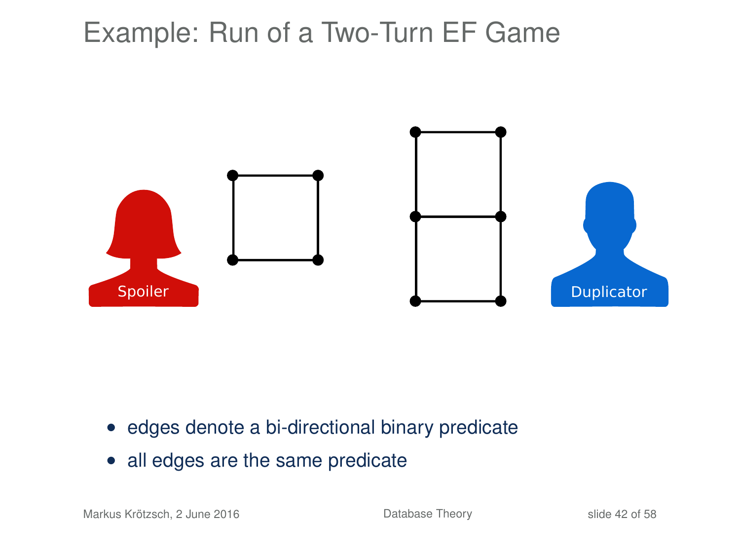# Example: Run of a Two-Turn EF Game

Spoiler

Duplicator

- edges denote a bi-directional binary predicate
- all edges are the same predicate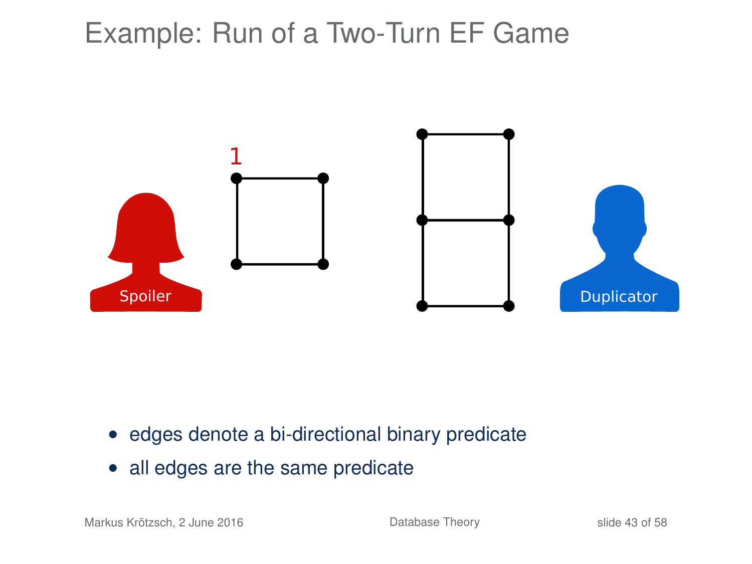# Example: Run of a Two-Turn EF Game

- edges denote a bi-directional binary predicate
- all edges are the same predicate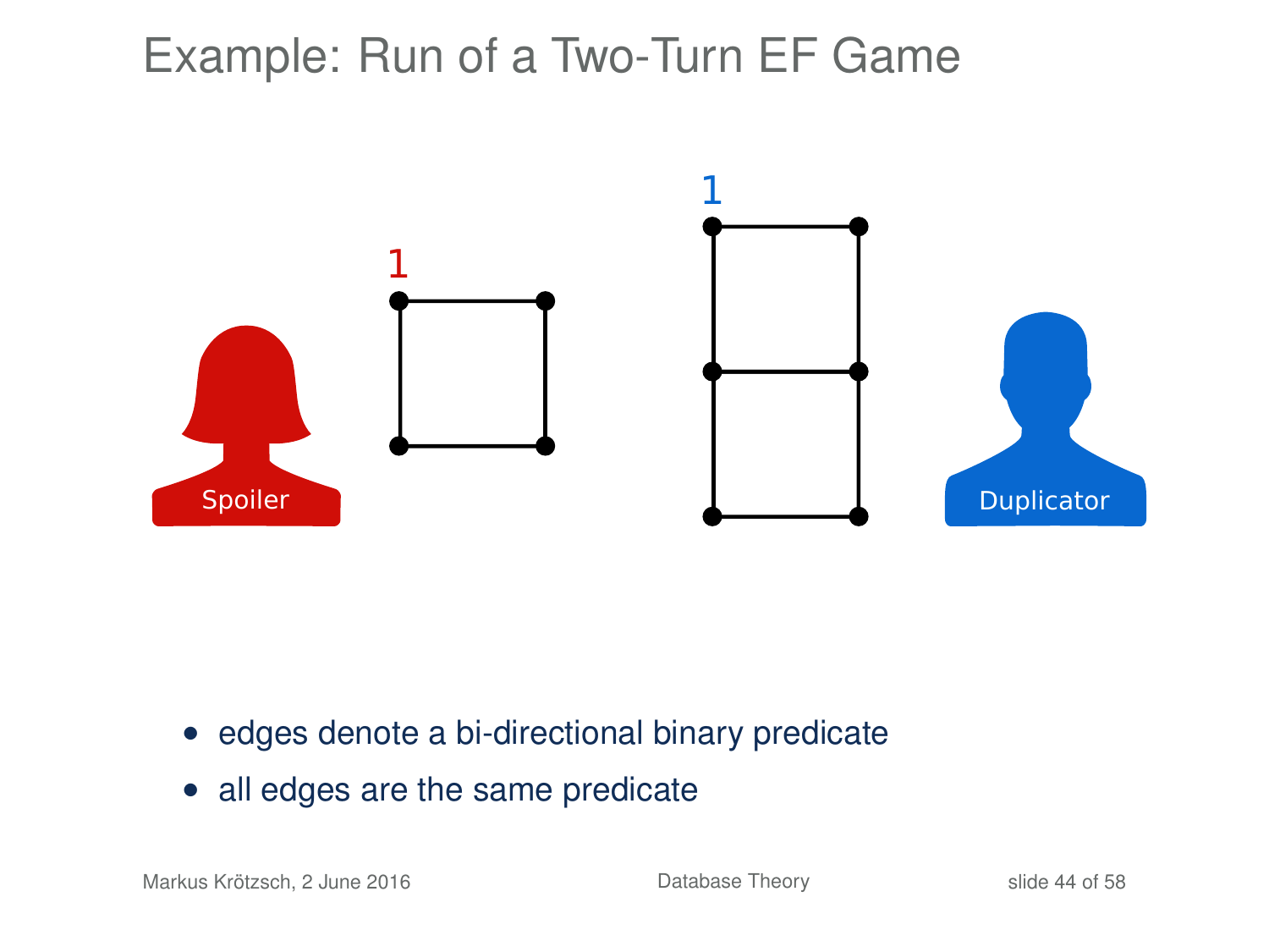# Example: Run of a Two-Turn EF Game

- edges denote a bi-directional binary predicate
- all edges are the same predicate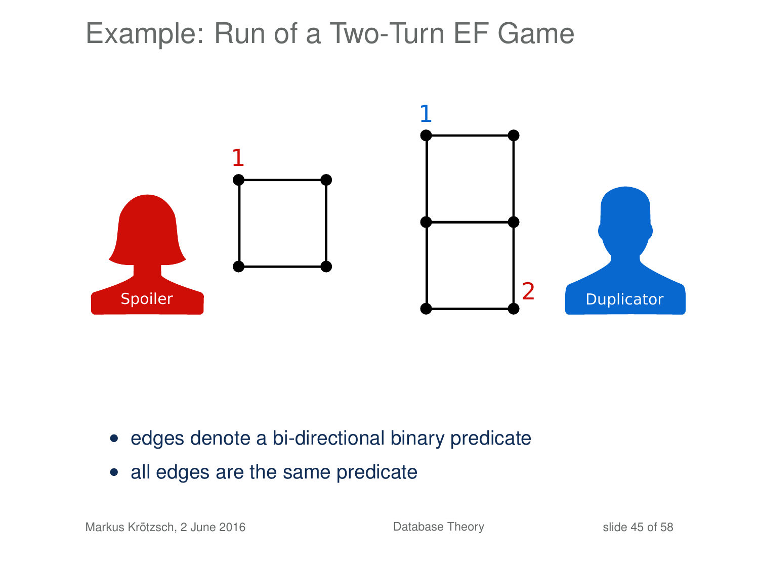# Example: Run of a Two-Turn EF Game

- edges denote a bi-directional binary predicate
- all edges are the same predicate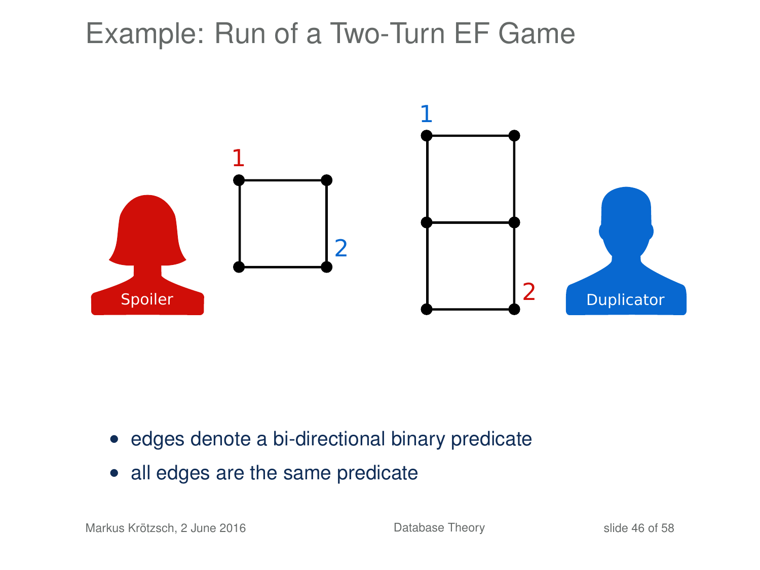# Example: Run of a Two-Turn EF Game

- edges denote a bi-directional binary predicate
- all edges are the same predicate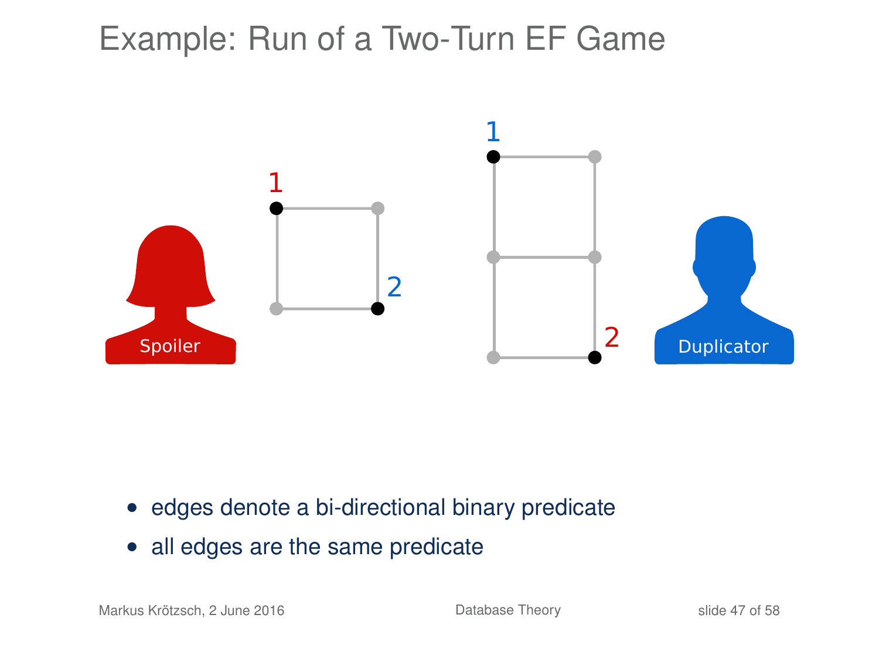# Example: Run of a Two-Turn EF Game

- edges denote a bi-directional binary predicate
- all edges are the same predicate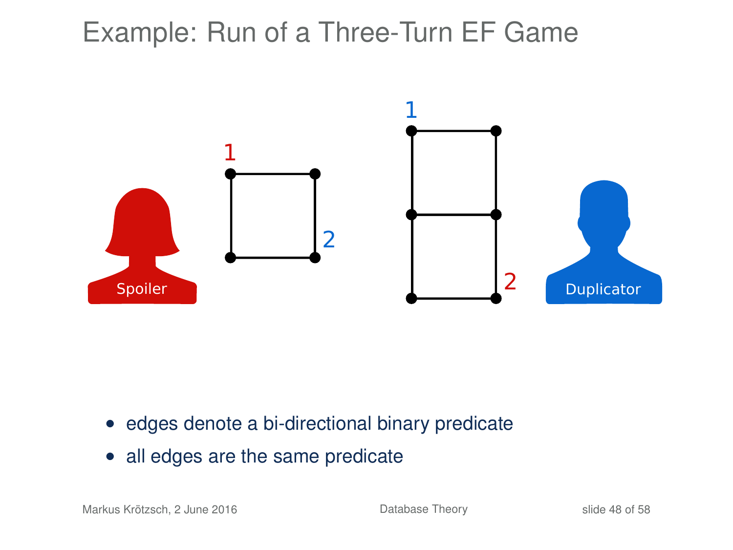# Example: Run of a Three-Turn EF Game

- edges denote a bi-directional binary predicate
- all edges are the same predicate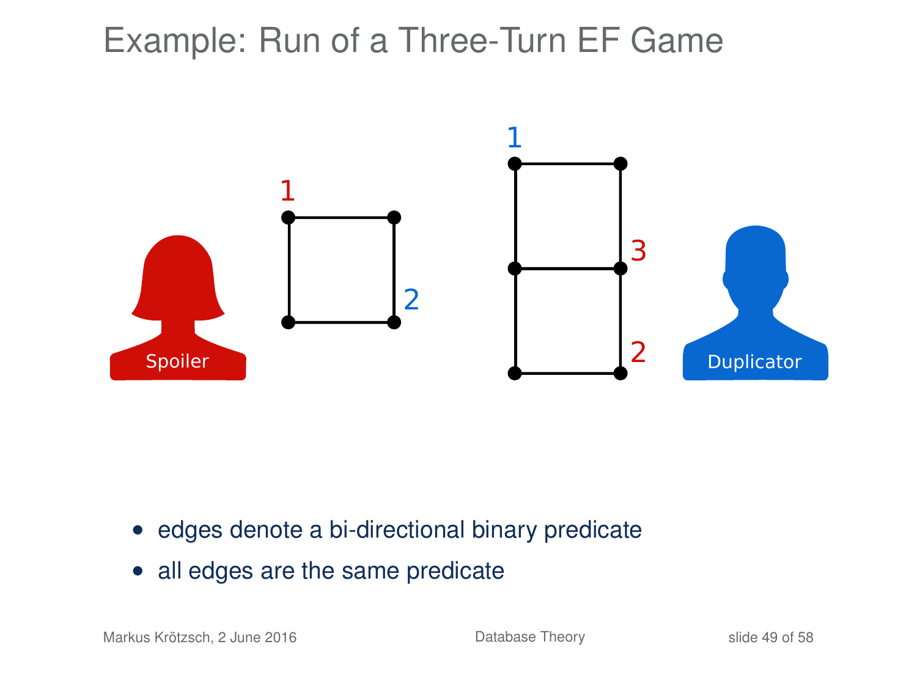# Example: Run of a Three-Turn EF Game

- edges denote a bi-directional binary predicate
- all edges are the same predicate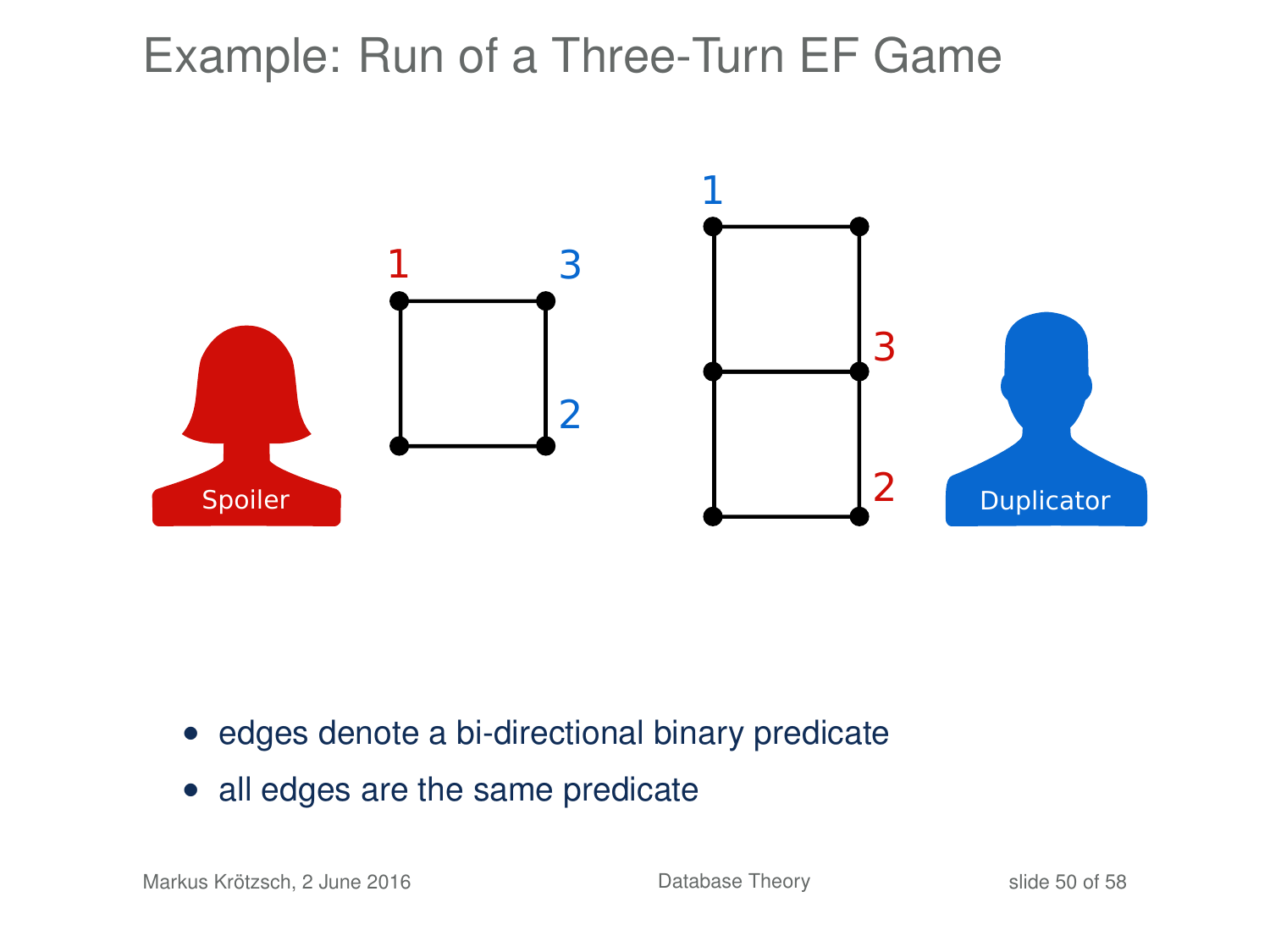# Example: Run of a Three-Turn EF Game

- edges denote a bi-directional binary predicate
- all edges are the same predicate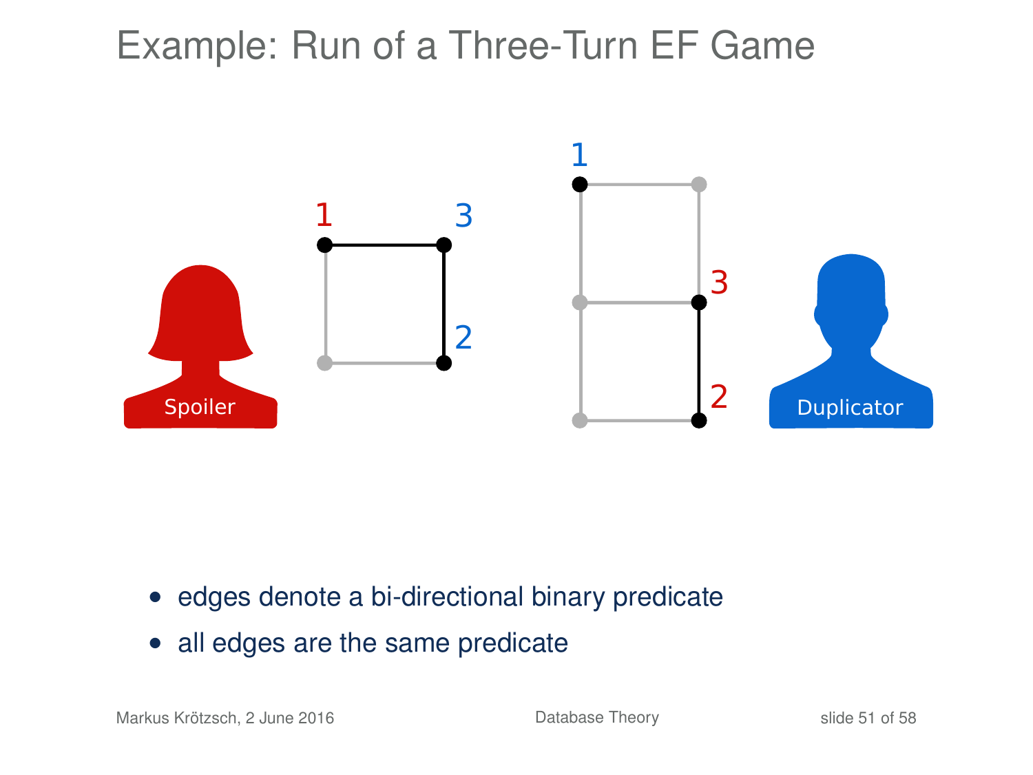# Example: Run of a Three-Turn EF Game

- edges denote a bi-directional binary predicate
- all edges are the same predicate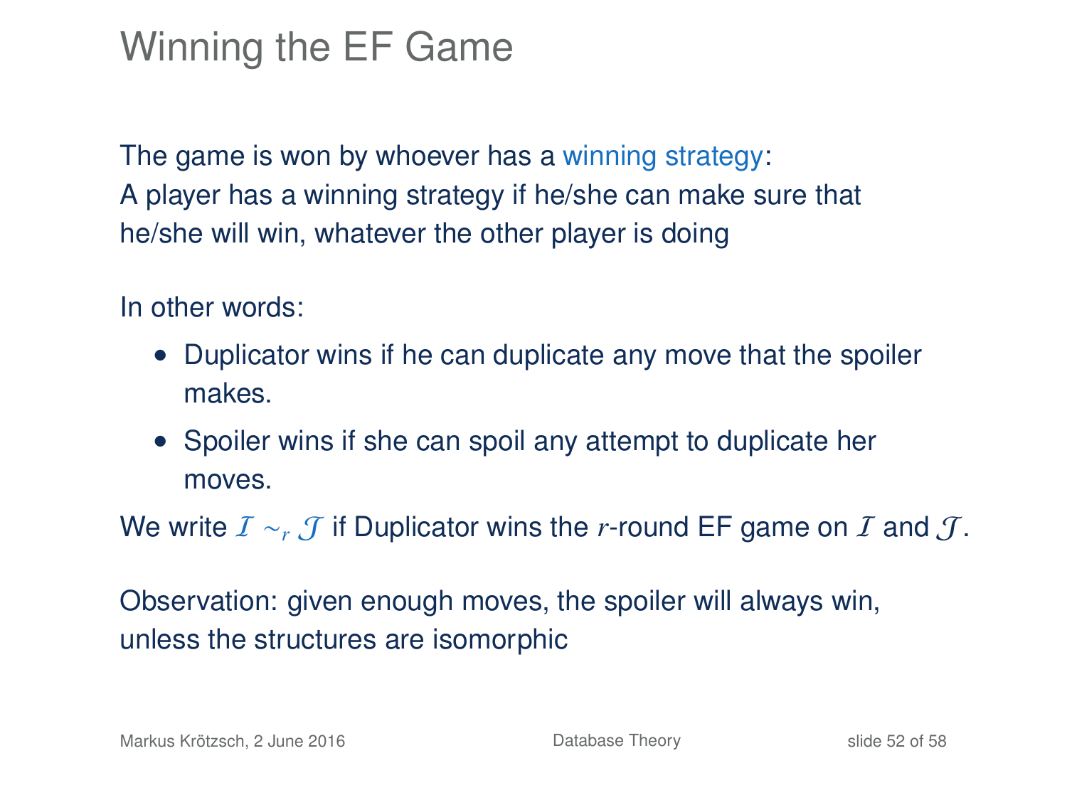# Winning the EF Game

The game is won by whoever has a winning strategy:
A player has a winning strategy if he/she can make sure that he/she will win, whatever the other player is doing

In other words:

- Duplicator wins if he can duplicate any move that the spoiler makes.
- Spoiler wins if she can spoil any attempt to duplicate her moves.

We write $\mathcal{I} \sim_r \mathcal{J}$ if Duplicator wins the $r$-round EF game on $\mathcal{I}$ and $\mathcal{J}$.

Observation: given enough moves, the spoiler will always win, unless the structures are isomorphic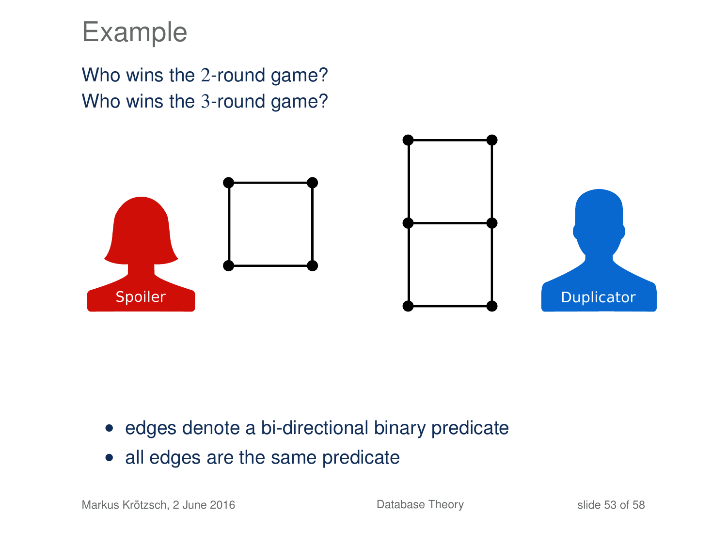# Example

Who wins the $2$-round game?
Who wins the $3$-round game?

Spoiler

Duplicator

- edges denote a bi-directional binary predicate
- all edges are the same predicate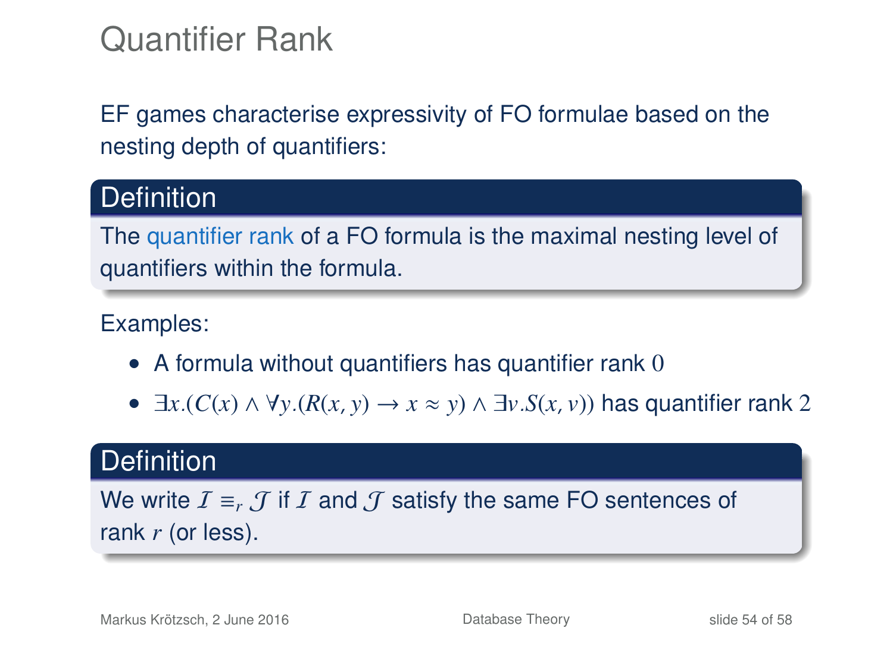# Quantifier Rank

EF games characterise expressivity of FO formulae based on the nesting depth of quantifiers:

**Definition**

The quantifier rank of a FO formula is the maximal nesting level of quantifiers within the formula.

Examples:

- A formula without quantifiers has quantifier rank $0$
- $\exists x.(C(x) \wedge \forall y.(R(x, y) \to x \approx y) \wedge \exists v.S(x, v))$ has quantifier rank $2$

**Definition**

We write $\mathcal{I} \equiv_r \mathcal{J}$ if $\mathcal{I}$ and $\mathcal{J}$ satisfy the same FO sentences of rank $r$ (or less).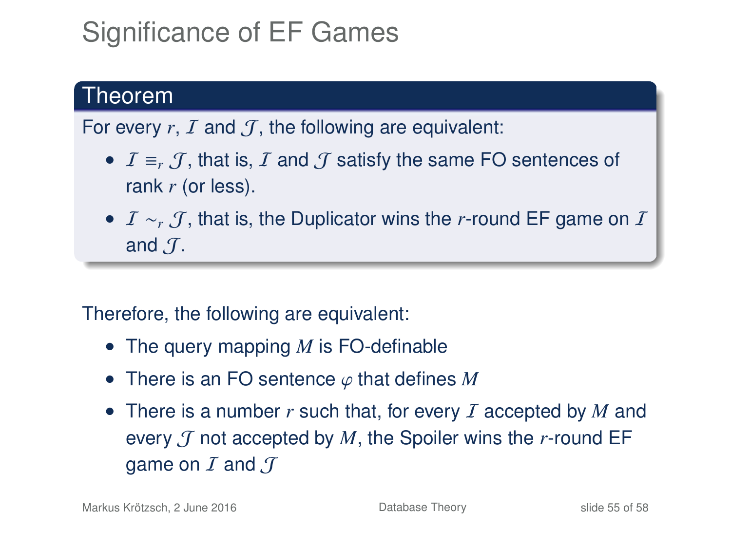# Significance of EF Games

**Theorem**

For every $r$, $\mathcal{I}$ and $\mathcal{J}$, the following are equivalent:

- $\mathcal{I} \equiv_r \mathcal{J}$, that is, $\mathcal{I}$ and $\mathcal{J}$ satisfy the same FO sentences of rank $r$ (or less).
- $\mathcal{I} \sim_r \mathcal{J}$, that is, the Duplicator wins the $r$-round EF game on $\mathcal{I}$ and $\mathcal{J}$.

Therefore, the following are equivalent:

- The query mapping $M$ is FO-definable
- There is an FO sentence $\varphi$ that defines $M$
- There is a number $r$ such that, for every $\mathcal{I}$ accepted by $M$ and every $\mathcal{J}$ not accepted by $M$, the Spoiler wins the $r$-round EF game on $\mathcal{I}$ and $\mathcal{J}$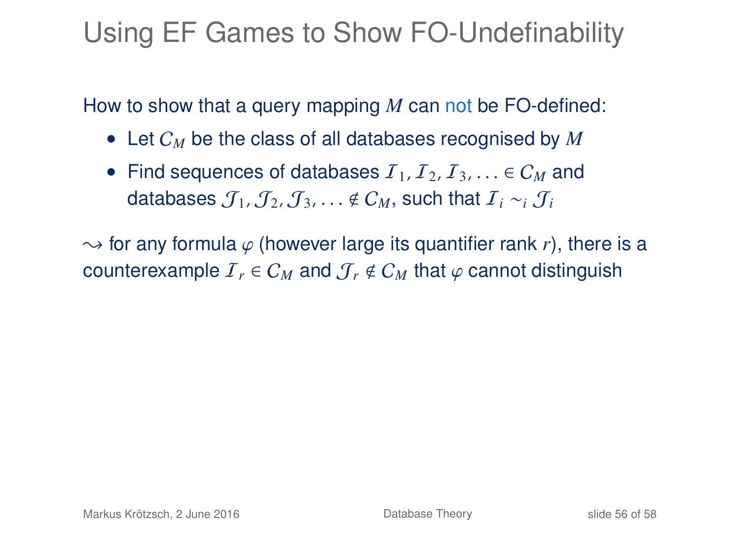# Using EF Games to Show FO-Undefinability

How to show that a query mapping $M$ can not be FO-defined:

- Let $\mathcal{C}_M$ be the class of all databases recognised by $M$
- Find sequences of databases $\mathcal{I}_1, \mathcal{I}_2, \mathcal{I}_3, \ldots \in \mathcal{C}_M$ and databases $\mathcal{J}_1, \mathcal{J}_2, \mathcal{J}_3, \ldots \notin \mathcal{C}_M$, such that $\mathcal{I}_i \sim_i \mathcal{J}_i$

$\rightsquigarrow$ for any formula $\varphi$ (however large its quantifier rank $r$), there is a counterexample $\mathcal{I}_r \in \mathcal{C}_M$ and $\mathcal{J}_r \notin \mathcal{C}_M$ that $\varphi$ cannot distinguish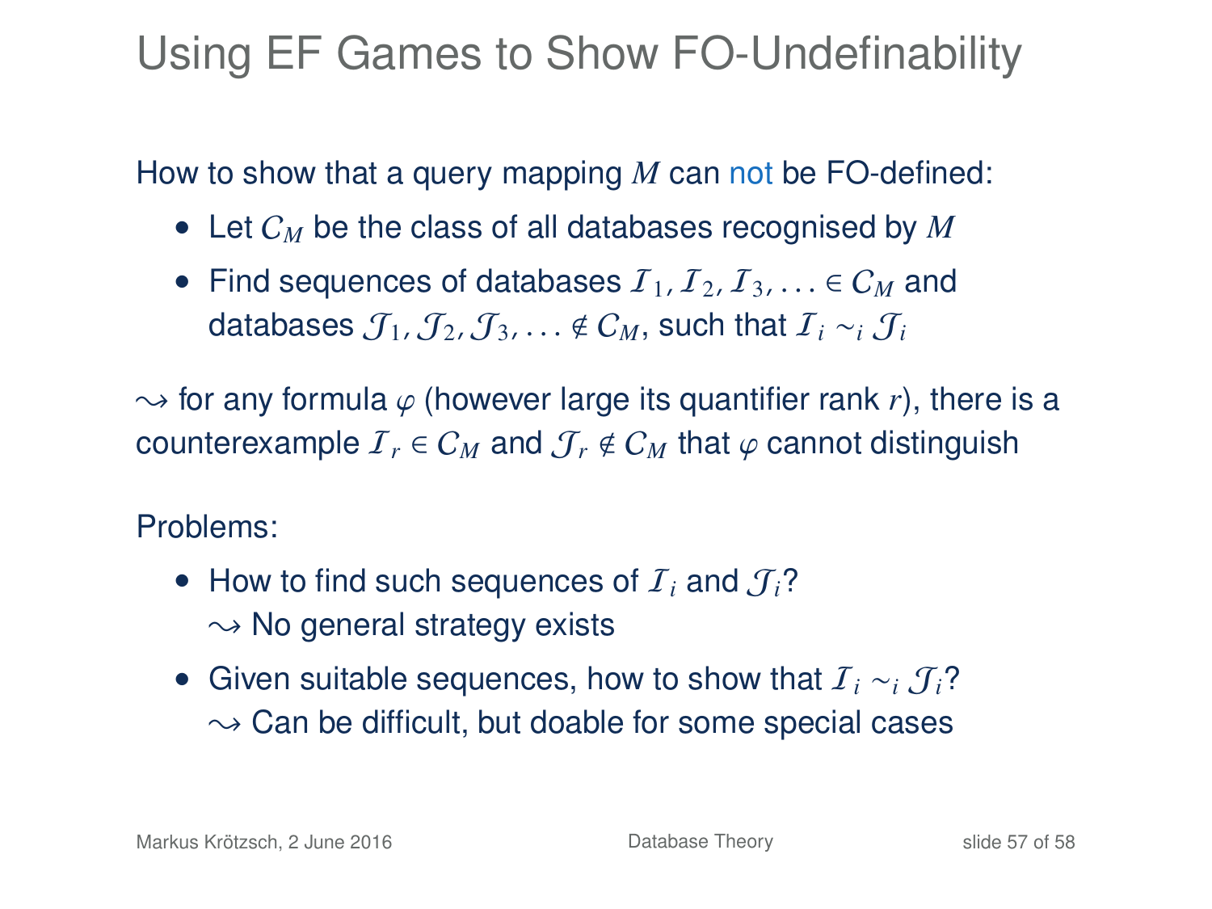# Using EF Games to Show FO-Undefinability

How to show that a query mapping $M$ can not be FO-defined:

- Let $\mathcal{C}_M$ be the class of all databases recognised by $M$
- Find sequences of databases $\mathcal{I}_1, \mathcal{I}_2, \mathcal{I}_3, \ldots \in \mathcal{C}_M$ and databases $\mathcal{J}_1, \mathcal{J}_2, \mathcal{J}_3, \ldots \notin \mathcal{C}_M$, such that $\mathcal{I}_i \sim_i \mathcal{J}_i$

$\leadsto$ for any formula $\varphi$ (however large its quantifier rank $r$), there is a counterexample $\mathcal{I}_r \in \mathcal{C}_M$ and $\mathcal{J}_r \notin \mathcal{C}_M$ that $\varphi$ cannot distinguish

Problems:

- How to find such sequences of $\mathcal{I}_i$ and $\mathcal{J}_i$?
  $\leadsto$ No general strategy exists
- Given suitable sequences, how to show that $\mathcal{I}_i \sim_i \mathcal{J}_i$?
  $\leadsto$ Can be difficult, but doable for some special cases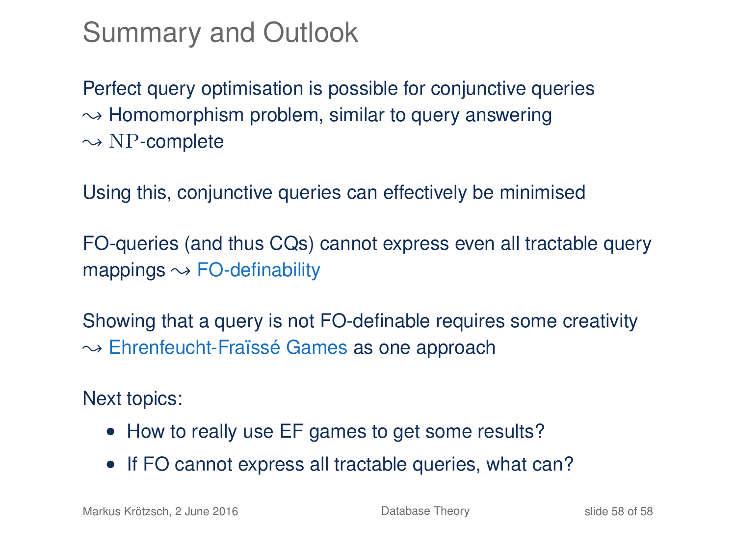# Summary and Outlook

Perfect query optimisation is possible for conjunctive queries
$\rightsquigarrow$ Homomorphism problem, similar to query answering
$\rightsquigarrow$ $\mathrm{NP}$-complete

Using this, conjunctive queries can effectively be minimised

FO-queries (and thus CQs) cannot express even all tractable query mappings $\rightsquigarrow$ FO-definability

Showing that a query is not FO-definable requires some creativity
$\rightsquigarrow$ Ehrenfeucht-Fraïssé Games as one approach

Next topics:

- How to really use EF games to get some results?
- If FO cannot express all tractable queries, what can?